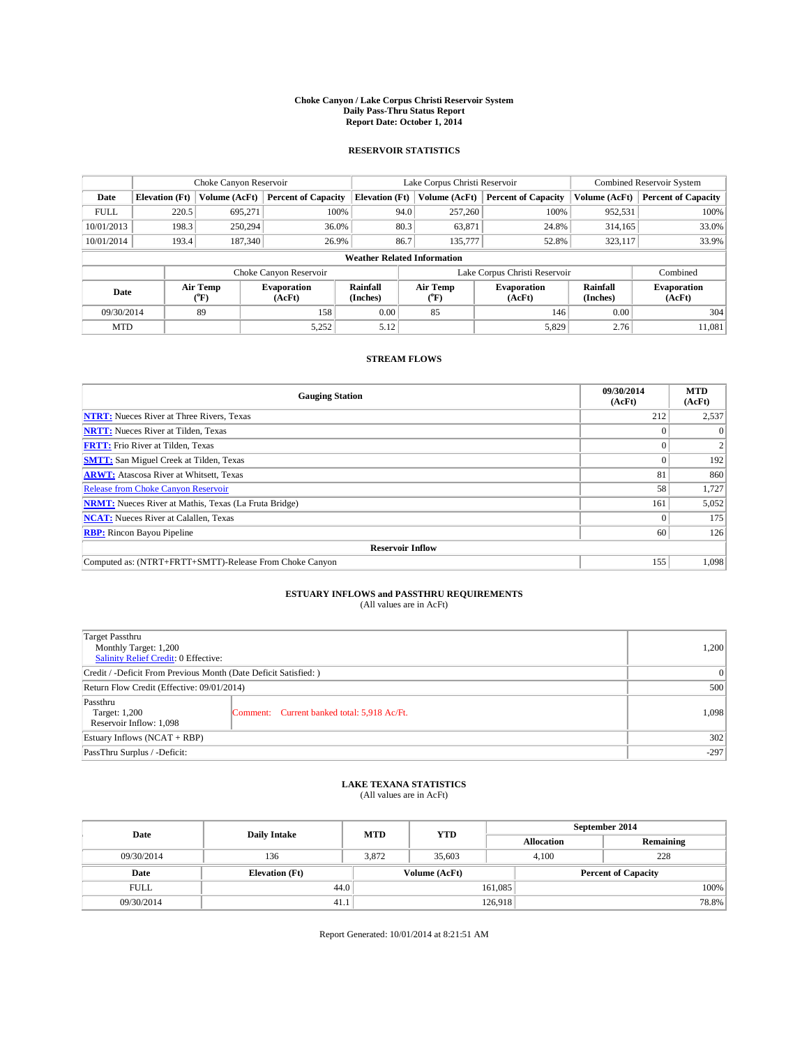# Choke Canyon / Lake Corpus Christi Reservoir System
## Daily Pass-Thru Status Report
### Report Date: October 1, 2014

## RESERVOIR STATISTICS

| | Choke Canyon Reservoir | | | Lake Corpus Christi Reservoir | | | Combined Reservoir System | |
|---|---|---|---|---|---|---|---|---|
| Date | Elevation (Ft) | Volume (AcFt) | Percent of Capacity | Elevation (Ft) | Volume (AcFt) | Percent of Capacity | Volume (AcFt) | Percent of Capacity |
| FULL | 220.5 | 695,271 | 100% | 94.0 | 257,260 | 100% | 952,531 | 100% |
| 10/01/2013 | 198.3 | 250,294 | 36.0% | 80.3 | 63,871 | 24.8% | 314,165 | 33.0% |
| 10/01/2014 | 193.4 | 187,340 | 26.9% | 86.7 | 135,777 | 52.8% | 323,117 | 33.9% |

**Weather Related Information**

| | Choke Canyon Reservoir | | | Lake Corpus Christi Reservoir | | | Combined |
|---|---|---|---|---|---|---|---|
| Date | Air Temp (°F) | Evaporation (AcFt) | Rainfall (Inches) | Air Temp (°F) | Evaporation (AcFt) | Rainfall (Inches) | Evaporation (AcFt) |
| 09/30/2014 | 89 | 158 | 0.00 | 85 | 146 | 0.00 | 304 |
| MTD | | 5,252 | 5.12 | | 5,829 | 2.76 | 11,081 |

## STREAM FLOWS

| Gauging Station | 09/30/2014 (AcFt) | MTD (AcFt) |
|---|---|---|
| NTRT: Nueces River at Three Rivers, Texas | 212 | 2,537 |
| NRTT: Nueces River at Tilden, Texas | 0 | 0 |
| FRTT: Frio River at Tilden, Texas | 0 | 2 |
| SMTT: San Miguel Creek at Tilden, Texas | 0 | 192 |
| ARWT: Atascosa River at Whitsett, Texas | 81 | 860 |
| Release from Choke Canyon Reservoir | 58 | 1,727 |
| NRMT: Nueces River at Mathis, Texas (La Fruta Bridge) | 161 | 5,052 |
| NCAT: Nueces River at Calallen, Texas | 0 | 175 |
| RBP: Rincon Bayou Pipeline | 60 | 126 |
| **Reservoir Inflow** | | |
| Computed as: (NTRT+FRTT+SMTT)-Release From Choke Canyon | 155 | 1,098 |

## ESTUARY INFLOWS and PASSTHRU REQUIREMENTS
(All values are in AcFt)

| | | |
|---|---|---|
| Target Passthru<br>Monthly Target: 1,200<br>Salinity Relief Credit: 0 Effective: | | 1,200 |
| Credit / -Deficit From Previous Month (Date Deficit Satisfied: ) | | 0 |
| Return Flow Credit (Effective: 09/01/2014) | | 500 |
| Passthru<br>Target: 1,200<br>Reservoir Inflow: 1,098 | Comment: Current banked total: 5,918 Ac/Ft. | 1,098 |
| Estuary Inflows (NCAT + RBP) | | 302 |
| PassThru Surplus / -Deficit: | | -297 |

## LAKE TEXANA STATISTICS
(All values are in AcFt)

| Date | Daily Intake | MTD | YTD | September 2014 Allocation | September 2014 Remaining |
|---|---|---|---|---|---|
| 09/30/2014 | 136 | 3,872 | 35,603 | 4,100 | 228 |

| Date | Elevation (Ft) | Volume (AcFt) | Percent of Capacity |
|---|---|---|---|
| FULL | 44.0 | 161,085 | 100% |
| 09/30/2014 | 41.1 | 126,918 | 78.8% |

Report Generated: 10/01/2014 at 8:21:51 AM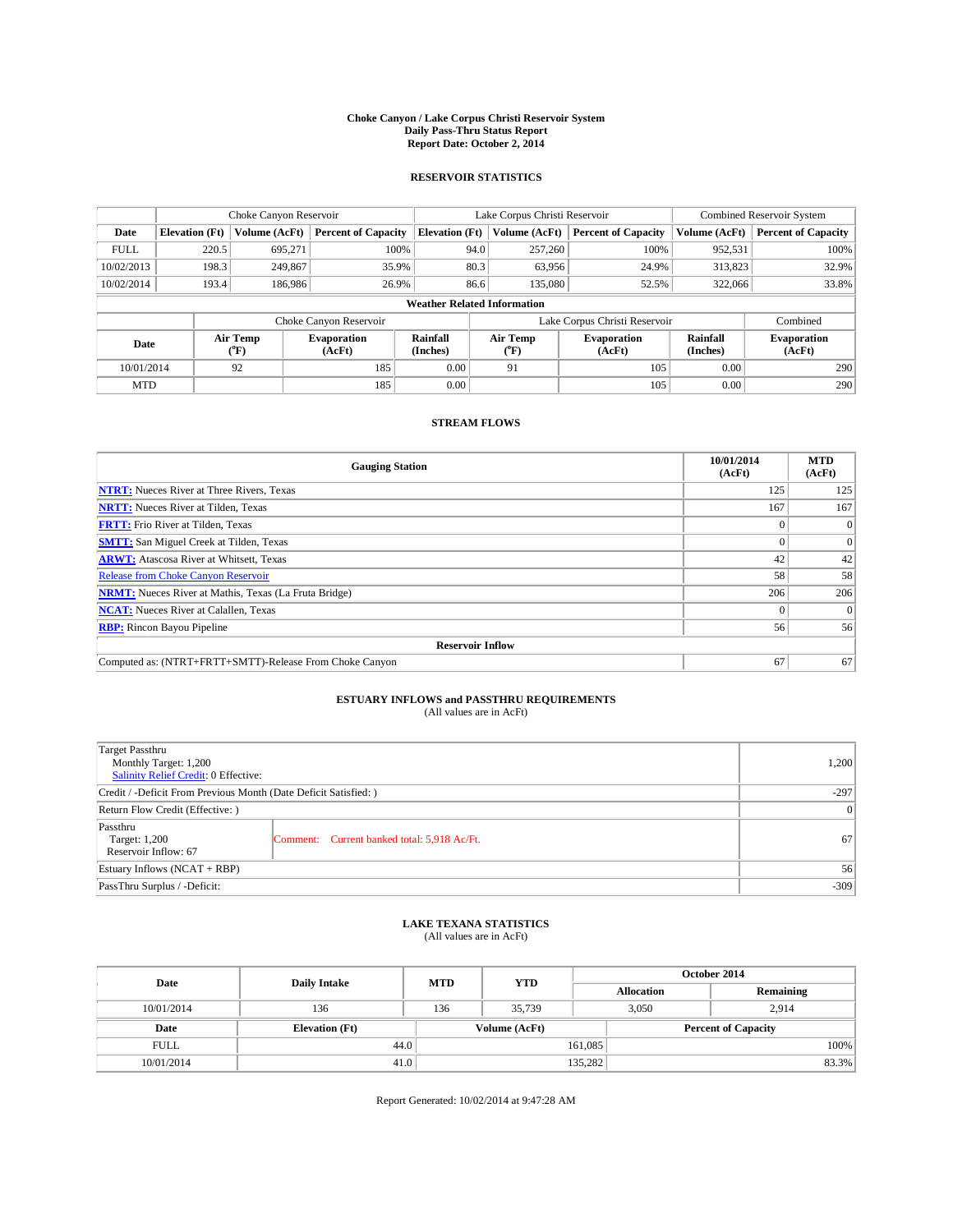# Choke Canyon / Lake Corpus Christi Reservoir System
## Daily Pass-Thru Status Report
## Report Date: October 2, 2014

### RESERVOIR STATISTICS

| | Choke Canyon Reservoir | | | Lake Corpus Christi Reservoir | | | Combined Reservoir System | |
|---|---|---|---|---|---|---|---|---|
| Date | Elevation (Ft) | Volume (AcFt) | Percent of Capacity | Elevation (Ft) | Volume (AcFt) | Percent of Capacity | Volume (AcFt) | Percent of Capacity |
| FULL | 220.5 | 695,271 | 100% | 94.0 | 257,260 | 100% | 952,531 | 100% |
| 10/02/2013 | 198.3 | 249,867 | 35.9% | 80.3 | 63,956 | 24.9% | 313,823 | 32.9% |
| 10/02/2014 | 193.4 | 186,986 | 26.9% | 86.6 | 135,080 | 52.5% | 322,066 | 33.8% |

**Weather Related Information**

| | Choke Canyon Reservoir | | | Lake Corpus Christi Reservoir | | | Combined |
|---|---|---|---|---|---|---|---|
| Date | Air Temp (°F) | Evaporation (AcFt) | Rainfall (Inches) | Air Temp (°F) | Evaporation (AcFt) | Rainfall (Inches) | Evaporation (AcFt) |
| 10/01/2014 | 92 | 185 | 0.00 | 91 | 105 | 0.00 | 290 |
| MTD | | 185 | 0.00 | | 105 | 0.00 | 290 |

### STREAM FLOWS

| Gauging Station | 10/01/2014 (AcFt) | MTD (AcFt) |
|---|---|---|
| **NTRT:** Nueces River at Three Rivers, Texas | 125 | 125 |
| **NRTT:** Nueces River at Tilden, Texas | 167 | 167 |
| **FRTT:** Frio River at Tilden, Texas | 0 | 0 |
| **SMTT:** San Miguel Creek at Tilden, Texas | 0 | 0 |
| **ARWT:** Atascosa River at Whitsett, Texas | 42 | 42 |
| Release from Choke Canyon Reservoir | 58 | 58 |
| **NRMT:** Nueces River at Mathis, Texas (La Fruta Bridge) | 206 | 206 |
| **NCAT:** Nueces River at Calallen, Texas | 0 | 0 |
| **RBP:** Rincon Bayou Pipeline | 56 | 56 |
| **Reservoir Inflow** | | |
| Computed as: (NTRT+FRTT+SMTT)-Release From Choke Canyon | 67 | 67 |

### ESTUARY INFLOWS and PASSTHRU REQUIREMENTS
(All values are in AcFt)

| | | |
|---|---|---|
| Target Passthru<br>Monthly Target: 1,200<br>Salinity Relief Credit: 0 Effective: | | 1,200 |
| Credit / -Deficit From Previous Month (Date Deficit Satisfied: ) | | -297 |
| Return Flow Credit (Effective: ) | | 0 |
| Passthru<br>Target: 1,200<br>Reservoir Inflow: 67 | Comment: Current banked total: 5,918 Ac/Ft. | 67 |
| Estuary Inflows (NCAT + RBP) | | 56 |
| PassThru Surplus / -Deficit: | | -309 |

### LAKE TEXANA STATISTICS
(All values are in AcFt)

| Date | Daily Intake | MTD | YTD | October 2014 Allocation | October 2014 Remaining |
|---|---|---|---|---|---|
| 10/01/2014 | 136 | 136 | 35,739 | 3,050 | 2,914 |

| Date | Elevation (Ft) | Volume (AcFt) | Percent of Capacity |
|---|---|---|---|
| FULL | 44.0 | 161,085 | 100% |
| 10/01/2014 | 41.0 | 135,282 | 83.3% |

Report Generated: 10/02/2014 at 9:47:28 AM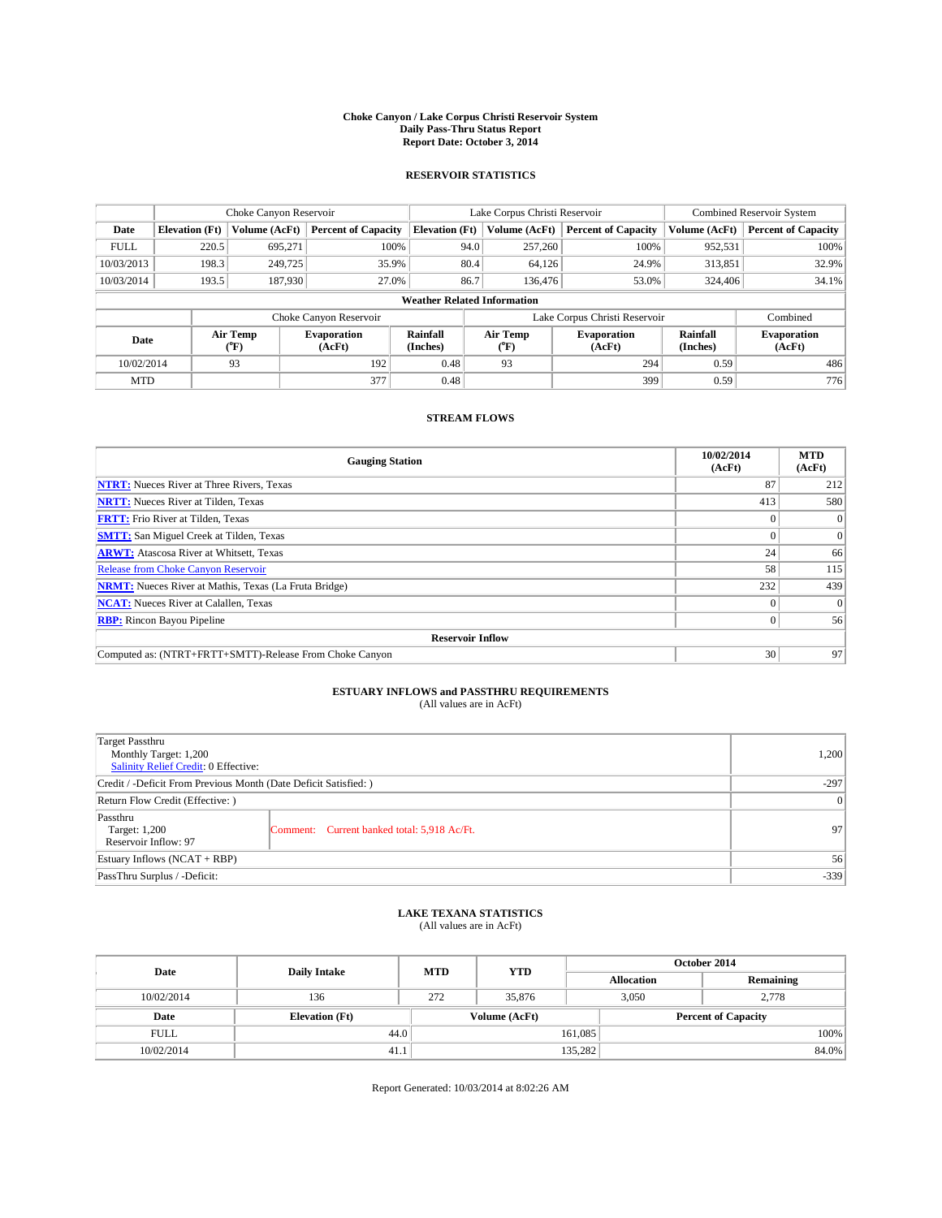# Choke Canyon / Lake Corpus Christi Reservoir System
## Daily Pass-Thru Status Report
### Report Date: October 3, 2014

## RESERVOIR STATISTICS

| | Choke Canyon Reservoir | | | Lake Corpus Christi Reservoir | | | Combined Reservoir System | |
|---|---|---|---|---|---|---|---|---|
| Date | Elevation (Ft) | Volume (AcFt) | Percent of Capacity | Elevation (Ft) | Volume (AcFt) | Percent of Capacity | Volume (AcFt) | Percent of Capacity |
| FULL | 220.5 | 695,271 | 100% | 94.0 | 257,260 | 100% | 952,531 | 100% |
| 10/03/2013 | 198.3 | 249,725 | 35.9% | 80.4 | 64,126 | 24.9% | 313,851 | 32.9% |
| 10/03/2014 | 193.5 | 187,930 | 27.0% | 86.7 | 136,476 | 53.0% | 324,406 | 34.1% |

**Weather Related Information**

| | Choke Canyon Reservoir | | | Lake Corpus Christi Reservoir | | | Combined |
|---|---|---|---|---|---|---|---|
| Date | Air Temp (°F) | Evaporation (AcFt) | Rainfall (Inches) | Air Temp (°F) | Evaporation (AcFt) | Rainfall (Inches) | Evaporation (AcFt) |
| 10/02/2014 | 93 | 192 | 0.48 | 93 | 294 | 0.59 | 486 |
| MTD | | 377 | 0.48 | | 399 | 0.59 | 776 |

## STREAM FLOWS

| Gauging Station | 10/02/2014 (AcFt) | MTD (AcFt) |
|---|---|---|
| NTRT: Nueces River at Three Rivers, Texas | 87 | 212 |
| NRTT: Nueces River at Tilden, Texas | 413 | 580 |
| FRTT: Frio River at Tilden, Texas | 0 | 0 |
| SMTT: San Miguel Creek at Tilden, Texas | 0 | 0 |
| ARWT: Atascosa River at Whitsett, Texas | 24 | 66 |
| Release from Choke Canyon Reservoir | 58 | 115 |
| NRMT: Nueces River at Mathis, Texas (La Fruta Bridge) | 232 | 439 |
| NCAT: Nueces River at Calallen, Texas | 0 | 0 |
| RBP: Rincon Bayou Pipeline | 0 | 56 |
| **Reservoir Inflow** | | |
| Computed as: (NTRT+FRTT+SMTT)-Release From Choke Canyon | 30 | 97 |

## ESTUARY INFLOWS and PASSTHRU REQUIREMENTS
(All values are in AcFt)

| | | |
|---|---|---|
| Target Passthru<br>Monthly Target: 1,200<br>Salinity Relief Credit: 0 Effective: | | 1,200 |
| Credit / -Deficit From Previous Month (Date Deficit Satisfied: ) | | -297 |
| Return Flow Credit (Effective: ) | | 0 |
| Passthru<br>Target: 1,200<br>Reservoir Inflow: 97 | Comment: Current banked total: 5,918 Ac/Ft. | 97 |
| Estuary Inflows (NCAT + RBP) | | 56 |
| PassThru Surplus / -Deficit: | | -339 |

## LAKE TEXANA STATISTICS
(All values are in AcFt)

| Date | Daily Intake | MTD | YTD | October 2014 Allocation | October 2014 Remaining |
|---|---|---|---|---|---|
| 10/02/2014 | 136 | 272 | 35,876 | 3,050 | 2,778 |

| Date | Elevation (Ft) | Volume (AcFt) | Percent of Capacity |
|---|---|---|---|
| FULL | 44.0 | 161,085 | 100% |
| 10/02/2014 | 41.1 | 135,282 | 84.0% |

Report Generated: 10/03/2014 at 8:02:26 AM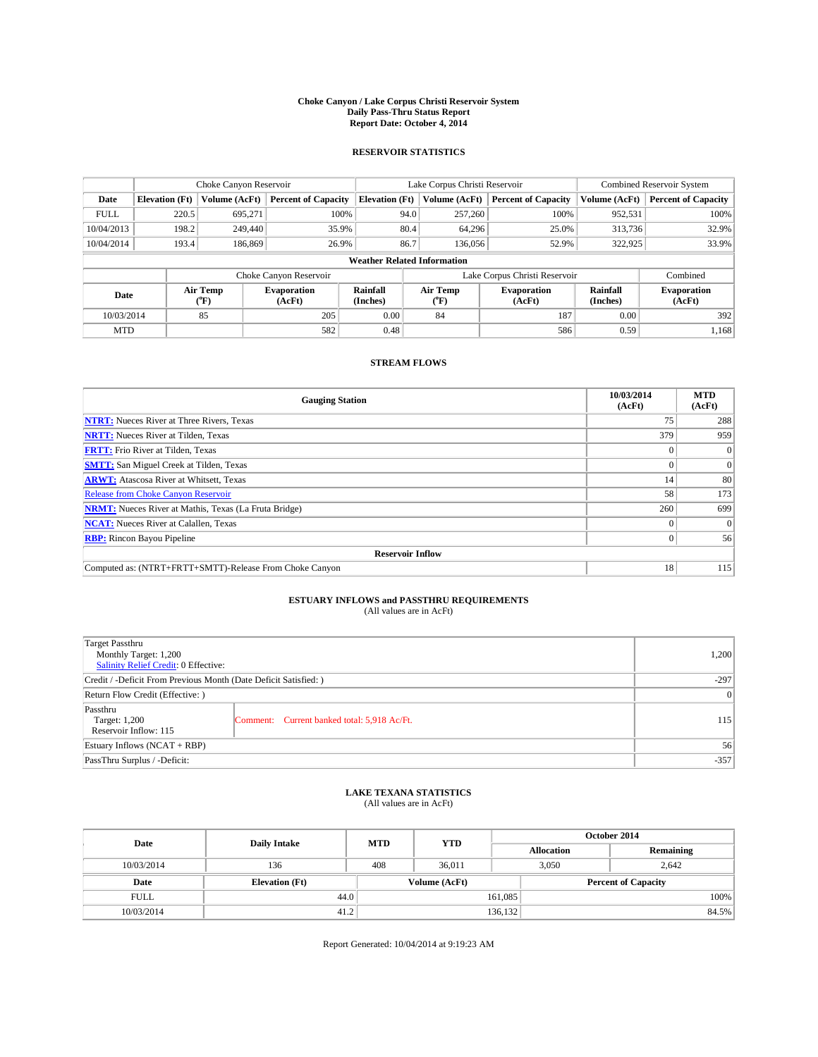**Choke Canyon / Lake Corpus Christi Reservoir System**
**Daily Pass-Thru Status Report**
**Report Date: October 4, 2014**

### RESERVOIR STATISTICS

| | Choke Canyon Reservoir | | | Lake Corpus Christi Reservoir | | | Combined Reservoir System | |
|---|---|---|---|---|---|---|---|---|
| Date | Elevation (Ft) | Volume (AcFt) | Percent of Capacity | Elevation (Ft) | Volume (AcFt) | Percent of Capacity | Volume (AcFt) | Percent of Capacity |
| FULL | 220.5 | 695,271 | 100% | 94.0 | 257,260 | 100% | 952,531 | 100% |
| 10/04/2013 | 198.2 | 249,440 | 35.9% | 80.4 | 64,296 | 25.0% | 313,736 | 32.9% |
| 10/04/2014 | 193.4 | 186,869 | 26.9% | 86.7 | 136,056 | 52.9% | 322,925 | 33.9% |

**Weather Related Information**

| | Choke Canyon Reservoir | | | Lake Corpus Christi Reservoir | | | Combined |
|---|---|---|---|---|---|---|---|
| Date | Air Temp (°F) | Evaporation (AcFt) | Rainfall (Inches) | Air Temp (°F) | Evaporation (AcFt) | Rainfall (Inches) | Evaporation (AcFt) |
| 10/03/2014 | 85 | 205 | 0.00 | 84 | 187 | 0.00 | 392 |
| MTD | | 582 | 0.48 | | 586 | 0.59 | 1,168 |

### STREAM FLOWS

| Gauging Station | 10/03/2014 (AcFt) | MTD (AcFt) |
|---|---|---|
| NTRT: Nueces River at Three Rivers, Texas | 75 | 288 |
| NRTT: Nueces River at Tilden, Texas | 379 | 959 |
| FRTT: Frio River at Tilden, Texas | 0 | 0 |
| SMTT: San Miguel Creek at Tilden, Texas | 0 | 0 |
| ARWT: Atascosa River at Whitsett, Texas | 14 | 80 |
| Release from Choke Canyon Reservoir | 58 | 173 |
| NRMT: Nueces River at Mathis, Texas (La Fruta Bridge) | 260 | 699 |
| NCAT: Nueces River at Calallen, Texas | 0 | 0 |
| RBP: Rincon Bayou Pipeline | 0 | 56 |
| **Reservoir Inflow** | | |
| Computed as: (NTRT+FRTT+SMTT)-Release From Choke Canyon | 18 | 115 |

### ESTUARY INFLOWS and PASSTHRU REQUIREMENTS
(All values are in AcFt)

| | | |
|---|---|---|
| Target Passthru<br>Monthly Target: 1,200<br>Salinity Relief Credit: 0 Effective: | | 1,200 |
| Credit / -Deficit From Previous Month (Date Deficit Satisfied: ) | | -297 |
| Return Flow Credit (Effective: ) | | 0 |
| Passthru<br>Target: 1,200<br>Reservoir Inflow: 115 | Comment: Current banked total: 5,918 Ac/Ft. | 115 |
| Estuary Inflows (NCAT + RBP) | | 56 |
| PassThru Surplus / -Deficit: | | -357 |

### LAKE TEXANA STATISTICS
(All values are in AcFt)

| Date | Daily Intake | MTD | YTD | October 2014 Allocation | October 2014 Remaining |
|---|---|---|---|---|---|
| 10/03/2014 | 136 | 408 | 36,011 | 3,050 | 2,642 |

| Date | Elevation (Ft) | Volume (AcFt) | Percent of Capacity |
|---|---|---|---|
| FULL | 44.0 | 161,085 | 100% |
| 10/03/2014 | 41.2 | 136,132 | 84.5% |

Report Generated: 10/04/2014 at 9:19:23 AM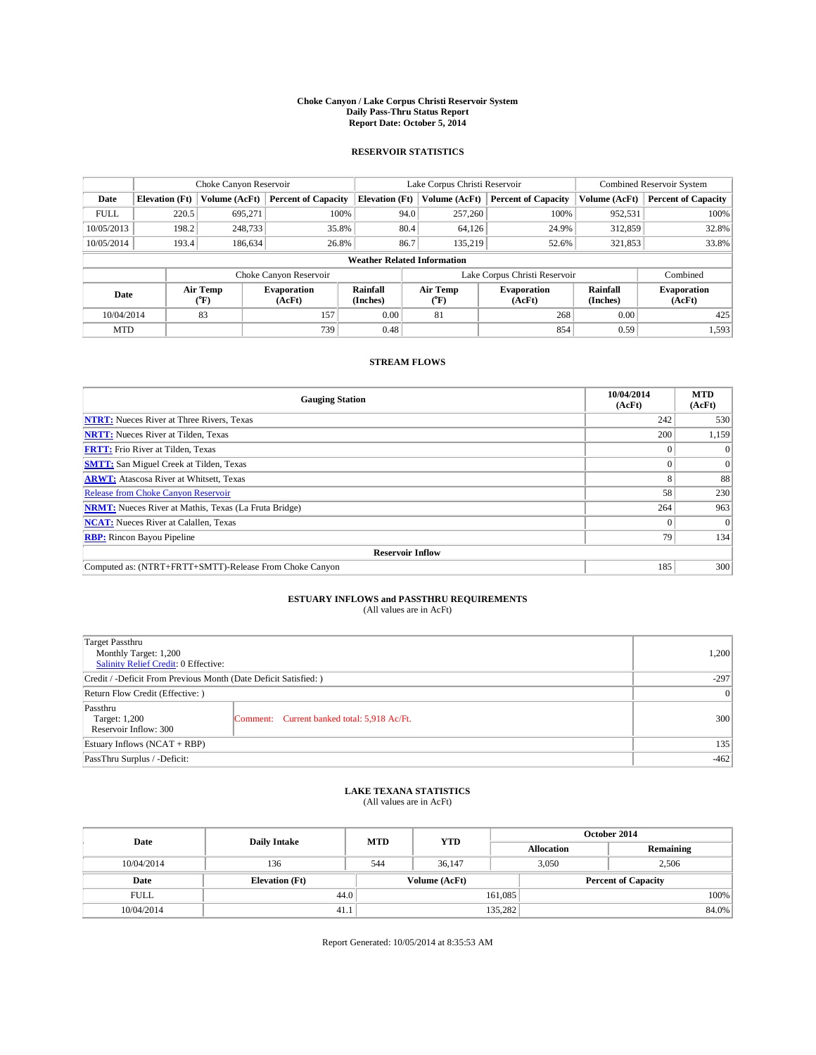# Choke Canyon / Lake Corpus Christi Reservoir System
## Daily Pass-Thru Status Report
### Report Date: October 5, 2014

## RESERVOIR STATISTICS

| | Choke Canyon Reservoir | | | Lake Corpus Christi Reservoir | | | Combined Reservoir System | |
|---|---|---|---|---|---|---|---|---|
| Date | Elevation (Ft) | Volume (AcFt) | Percent of Capacity | Elevation (Ft) | Volume (AcFt) | Percent of Capacity | Volume (AcFt) | Percent of Capacity |
| FULL | 220.5 | 695,271 | 100% | 94.0 | 257,260 | 100% | 952,531 | 100% |
| 10/05/2013 | 198.2 | 248,733 | 35.8% | 80.4 | 64,126 | 24.9% | 312,859 | 32.8% |
| 10/05/2014 | 193.4 | 186,634 | 26.8% | 86.7 | 135,219 | 52.6% | 321,853 | 33.8% |

**Weather Related Information**

| | Choke Canyon Reservoir | | | Lake Corpus Christi Reservoir | | | Combined |
|---|---|---|---|---|---|---|---|
| Date | Air Temp (°F) | Evaporation (AcFt) | Rainfall (Inches) | Air Temp (°F) | Evaporation (AcFt) | Rainfall (Inches) | Evaporation (AcFt) |
| 10/04/2014 | 83 | 157 | 0.00 | 81 | 268 | 0.00 | 425 |
| MTD | | 739 | 0.48 | | 854 | 0.59 | 1,593 |

## STREAM FLOWS

| Gauging Station | 10/04/2014 (AcFt) | MTD (AcFt) |
|---|---|---|
| NTRT: Nueces River at Three Rivers, Texas | 242 | 530 |
| NRTT: Nueces River at Tilden, Texas | 200 | 1,159 |
| FRTT: Frio River at Tilden, Texas | 0 | 0 |
| SMTT: San Miguel Creek at Tilden, Texas | 0 | 0 |
| ARWT: Atascosa River at Whitsett, Texas | 8 | 88 |
| Release from Choke Canyon Reservoir | 58 | 230 |
| NRMT: Nueces River at Mathis, Texas (La Fruta Bridge) | 264 | 963 |
| NCAT: Nueces River at Calallen, Texas | 0 | 0 |
| RBP: Rincon Bayou Pipeline | 79 | 134 |
| **Reservoir Inflow** | | |
| Computed as: (NTRT+FRTT+SMTT)-Release From Choke Canyon | 185 | 300 |

## ESTUARY INFLOWS and PASSTHRU REQUIREMENTS
(All values are in AcFt)

| | | |
|---|---|---|
| Target Passthru<br>Monthly Target: 1,200<br>Salinity Relief Credit: 0 Effective: | | 1,200 |
| Credit / -Deficit From Previous Month (Date Deficit Satisfied: ) | | -297 |
| Return Flow Credit (Effective: ) | | 0 |
| Passthru<br>Target: 1,200<br>Reservoir Inflow: 300 | Comment: Current banked total: 5,918 Ac/Ft. | 300 |
| Estuary Inflows (NCAT + RBP) | | 135 |
| PassThru Surplus / -Deficit: | | -462 |

## LAKE TEXANA STATISTICS
(All values are in AcFt)

| Date | Daily Intake | MTD | YTD | October 2014 Allocation | October 2014 Remaining |
|---|---|---|---|---|---|
| 10/04/2014 | 136 | 544 | 36,147 | 3,050 | 2,506 |

| Date | Elevation (Ft) | Volume (AcFt) | Percent of Capacity |
|---|---|---|---|
| FULL | 44.0 | 161,085 | 100% |
| 10/04/2014 | 41.1 | 135,282 | 84.0% |

Report Generated: 10/05/2014 at 8:35:53 AM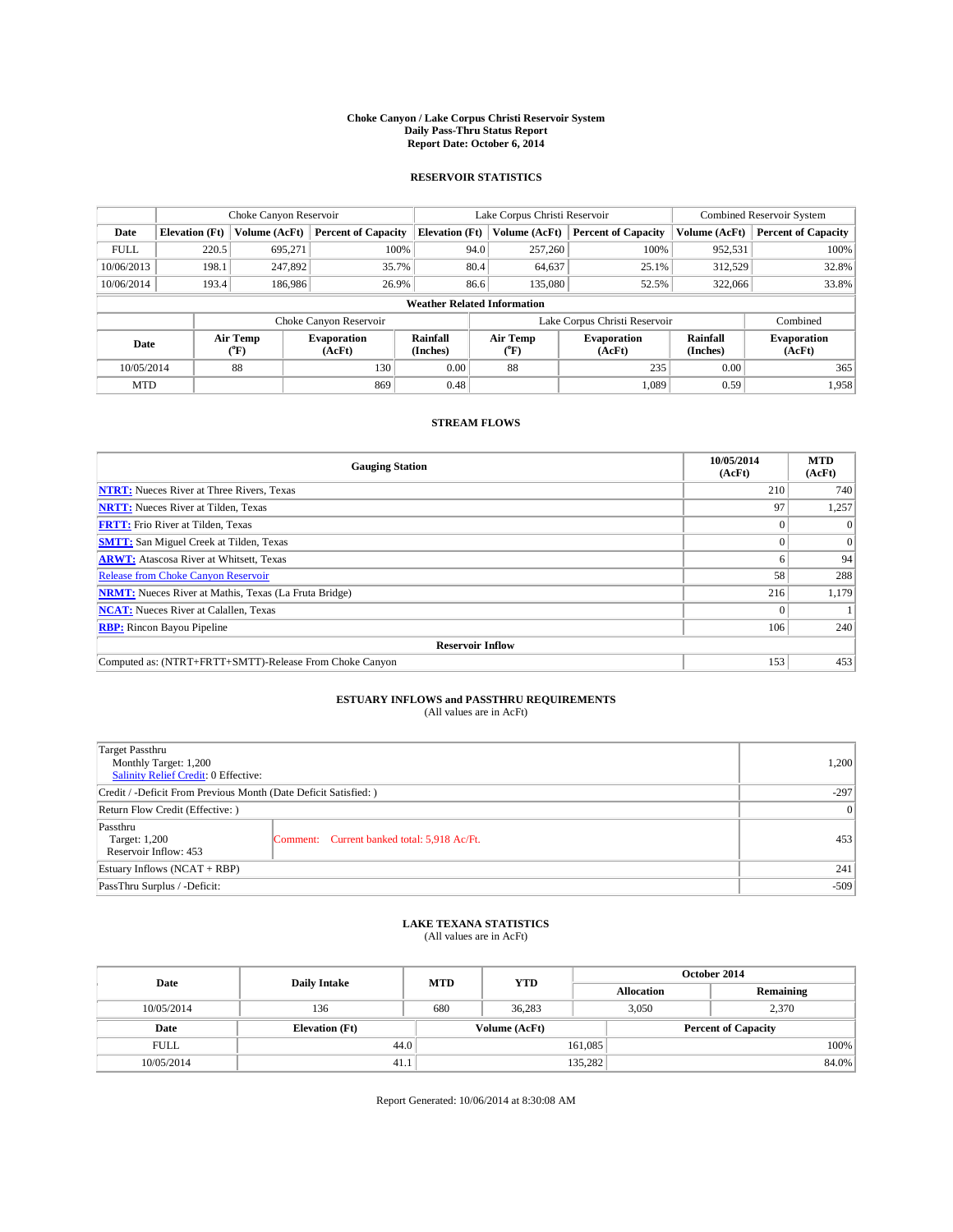# Choke Canyon / Lake Corpus Christi Reservoir System
## Daily Pass-Thru Status Report
### Report Date: October 6, 2014

## RESERVOIR STATISTICS

| | Choke Canyon Reservoir | | | Lake Corpus Christi Reservoir | | | Combined Reservoir System | |
|---|---|---|---|---|---|---|---|---|
| Date | Elevation (Ft) | Volume (AcFt) | Percent of Capacity | Elevation (Ft) | Volume (AcFt) | Percent of Capacity | Volume (AcFt) | Percent of Capacity |
| FULL | 220.5 | 695,271 | 100% | 94.0 | 257,260 | 100% | 952,531 | 100% |
| 10/06/2013 | 198.1 | 247,892 | 35.7% | 80.4 | 64,637 | 25.1% | 312,529 | 32.8% |
| 10/06/2014 | 193.4 | 186,986 | 26.9% | 86.6 | 135,080 | 52.5% | 322,066 | 33.8% |

**Weather Related Information**

| | Choke Canyon Reservoir | | | Lake Corpus Christi Reservoir | | | Combined |
|---|---|---|---|---|---|---|---|
| Date | Air Temp (°F) | Evaporation (AcFt) | Rainfall (Inches) | Air Temp (°F) | Evaporation (AcFt) | Rainfall (Inches) | Evaporation (AcFt) |
| 10/05/2014 | 88 | 130 | 0.00 | 88 | 235 | 0.00 | 365 |
| MTD | | 869 | 0.48 | | 1,089 | 0.59 | 1,958 |

## STREAM FLOWS

| Gauging Station | 10/05/2014 (AcFt) | MTD (AcFt) |
|---|---|---|
| NTRT: Nueces River at Three Rivers, Texas | 210 | 740 |
| NRTT: Nueces River at Tilden, Texas | 97 | 1,257 |
| FRTT: Frio River at Tilden, Texas | 0 | 0 |
| SMTT: San Miguel Creek at Tilden, Texas | 0 | 0 |
| ARWT: Atascosa River at Whitsett, Texas | 6 | 94 |
| Release from Choke Canyon Reservoir | 58 | 288 |
| NRMT: Nueces River at Mathis, Texas (La Fruta Bridge) | 216 | 1,179 |
| NCAT: Nueces River at Calallen, Texas | 0 | 1 |
| RBP: Rincon Bayou Pipeline | 106 | 240 |
| **Reservoir Inflow** | | |
| Computed as: (NTRT+FRTT+SMTT)-Release From Choke Canyon | 153 | 453 |

## ESTUARY INFLOWS and PASSTHRU REQUIREMENTS
(All values are in AcFt)

| | | |
|---|---|---|
| Target Passthru<br>Monthly Target: 1,200<br>Salinity Relief Credit: 0 Effective: | | 1,200 |
| Credit / -Deficit From Previous Month (Date Deficit Satisfied: ) | | -297 |
| Return Flow Credit (Effective: ) | | 0 |
| Passthru<br>Target: 1,200<br>Reservoir Inflow: 453 | Comment: Current banked total: 5,918 Ac/Ft. | 453 |
| Estuary Inflows (NCAT + RBP) | | 241 |
| PassThru Surplus / -Deficit: | | -509 |

## LAKE TEXANA STATISTICS
(All values are in AcFt)

| Date | Daily Intake | MTD | YTD | October 2014 Allocation | October 2014 Remaining |
|---|---|---|---|---|---|
| 10/05/2014 | 136 | 680 | 36,283 | 3,050 | 2,370 |

| Date | Elevation (Ft) | Volume (AcFt) | Percent of Capacity |
|---|---|---|---|
| FULL | 44.0 | 161,085 | 100% |
| 10/05/2014 | 41.1 | 135,282 | 84.0% |

Report Generated: 10/06/2014 at 8:30:08 AM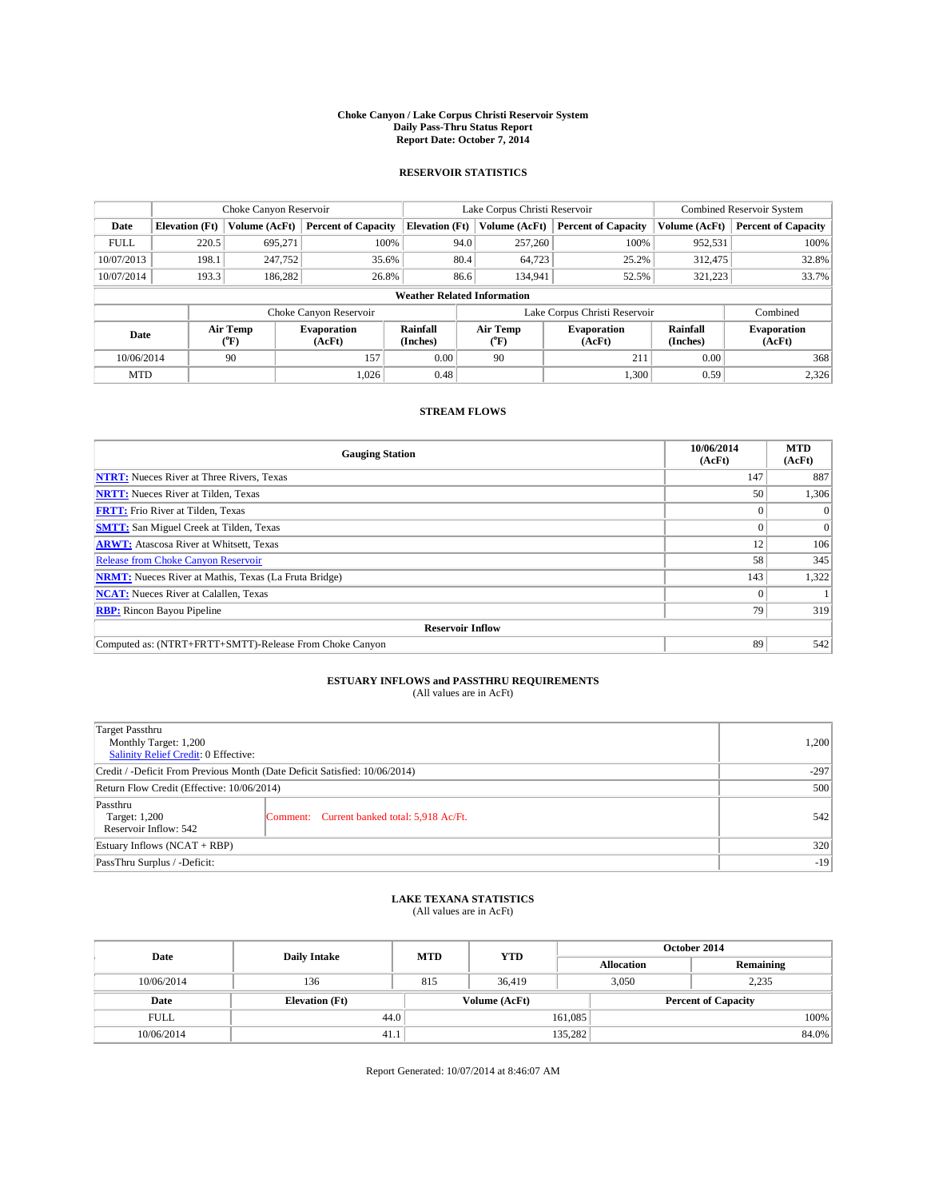# Choke Canyon / Lake Corpus Christi Reservoir System
## Daily Pass-Thru Status Report
## Report Date: October 7, 2014

### RESERVOIR STATISTICS

| | Choke Canyon Reservoir | | | Lake Corpus Christi Reservoir | | | Combined Reservoir System | |
|---|---|---|---|---|---|---|---|---|
| Date | Elevation (Ft) | Volume (AcFt) | Percent of Capacity | Elevation (Ft) | Volume (AcFt) | Percent of Capacity | Volume (AcFt) | Percent of Capacity |
| FULL | 220.5 | 695,271 | 100% | 94.0 | 257,260 | 100% | 952,531 | 100% |
| 10/07/2013 | 198.1 | 247,752 | 35.6% | 80.4 | 64,723 | 25.2% | 312,475 | 32.8% |
| 10/07/2014 | 193.3 | 186,282 | 26.8% | 86.6 | 134,941 | 52.5% | 321,223 | 33.7% |

**Weather Related Information**

| | Choke Canyon Reservoir | | | Lake Corpus Christi Reservoir | | | Combined |
|---|---|---|---|---|---|---|---|
| Date | Air Temp (°F) | Evaporation (AcFt) | Rainfall (Inches) | Air Temp (°F) | Evaporation (AcFt) | Rainfall (Inches) | Evaporation (AcFt) |
| 10/06/2014 | 90 | 157 | 0.00 | 90 | 211 | 0.00 | 368 |
| MTD | | 1,026 | 0.48 | | 1,300 | 0.59 | 2,326 |

### STREAM FLOWS

| Gauging Station | 10/06/2014 (AcFt) | MTD (AcFt) |
|---|---|---|
| **NTRT:** Nueces River at Three Rivers, Texas | 147 | 887 |
| **NRTT:** Nueces River at Tilden, Texas | 50 | 1,306 |
| **FRTT:** Frio River at Tilden, Texas | 0 | 0 |
| **SMTT:** San Miguel Creek at Tilden, Texas | 0 | 0 |
| **ARWT:** Atascosa River at Whitsett, Texas | 12 | 106 |
| Release from Choke Canyon Reservoir | 58 | 345 |
| **NRMT:** Nueces River at Mathis, Texas (La Fruta Bridge) | 143 | 1,322 |
| **NCAT:** Nueces River at Calallen, Texas | 0 | 1 |
| **RBP:** Rincon Bayou Pipeline | 79 | 319 |
| **Reservoir Inflow** | | |
| Computed as: (NTRT+FRTT+SMTT)-Release From Choke Canyon | 89 | 542 |

### ESTUARY INFLOWS and PASSTHRU REQUIREMENTS
(All values are in AcFt)

| | | |
|---|---|---|
| Target Passthru<br>Monthly Target: 1,200<br>Salinity Relief Credit: 0 Effective: | | 1,200 |
| Credit / -Deficit From Previous Month (Date Deficit Satisfied: 10/06/2014) | | -297 |
| Return Flow Credit (Effective: 10/06/2014) | | 500 |
| Passthru<br>Target: 1,200<br>Reservoir Inflow: 542 | Comment: Current banked total: 5,918 Ac/Ft. | 542 |
| Estuary Inflows (NCAT + RBP) | | 320 |
| PassThru Surplus / -Deficit: | | -19 |

### LAKE TEXANA STATISTICS
(All values are in AcFt)

| Date | Daily Intake | MTD | YTD | October 2014 Allocation | October 2014 Remaining |
|---|---|---|---|---|---|
| 10/06/2014 | 136 | 815 | 36,419 | 3,050 | 2,235 |

| Date | Elevation (Ft) | Volume (AcFt) | Percent of Capacity |
|---|---|---|---|
| FULL | 44.0 | 161,085 | 100% |
| 10/06/2014 | 41.1 | 135,282 | 84.0% |

Report Generated: 10/07/2014 at 8:46:07 AM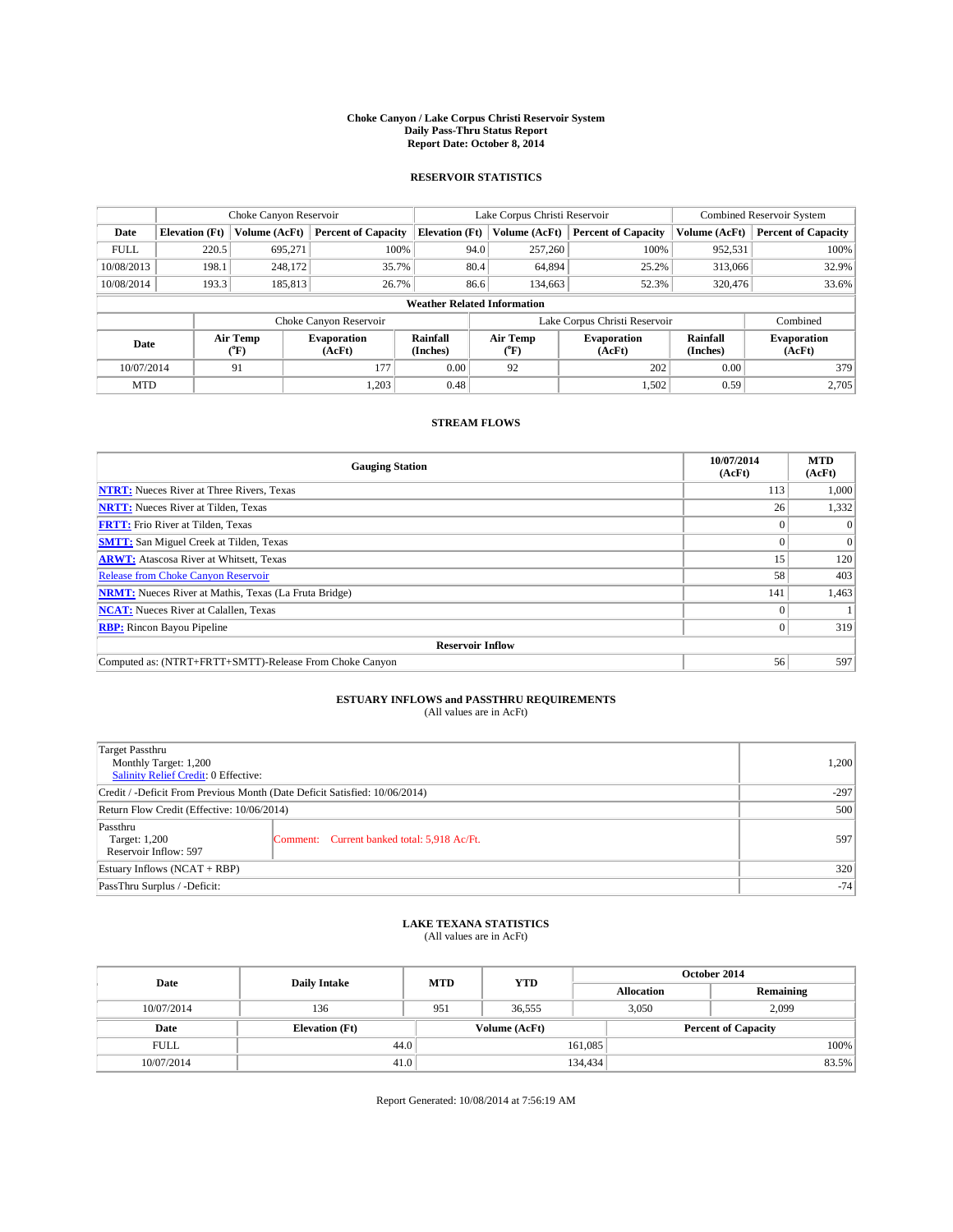# Choke Canyon / Lake Corpus Christi Reservoir System
## Daily Pass-Thru Status Report
### Report Date: October 8, 2014

## RESERVOIR STATISTICS

| | Choke Canyon Reservoir | | | Lake Corpus Christi Reservoir | | | Combined Reservoir System | |
|---|---|---|---|---|---|---|---|---|
| Date | Elevation (Ft) | Volume (AcFt) | Percent of Capacity | Elevation (Ft) | Volume (AcFt) | Percent of Capacity | Volume (AcFt) | Percent of Capacity |
| FULL | 220.5 | 695,271 | 100% | 94.0 | 257,260 | 100% | 952,531 | 100% |
| 10/08/2013 | 198.1 | 248,172 | 35.7% | 80.4 | 64,894 | 25.2% | 313,066 | 32.9% |
| 10/08/2014 | 193.3 | 185,813 | 26.7% | 86.6 | 134,663 | 52.3% | 320,476 | 33.6% |

**Weather Related Information**

| | Choke Canyon Reservoir | | | Lake Corpus Christi Reservoir | | | Combined |
|---|---|---|---|---|---|---|---|
| Date | Air Temp (°F) | Evaporation (AcFt) | Rainfall (Inches) | Air Temp (°F) | Evaporation (AcFt) | Rainfall (Inches) | Evaporation (AcFt) |
| 10/07/2014 | 91 | 177 | 0.00 | 92 | 202 | 0.00 | 379 |
| MTD | | 1,203 | 0.48 | | 1,502 | 0.59 | 2,705 |

## STREAM FLOWS

| Gauging Station | 10/07/2014 (AcFt) | MTD (AcFt) |
|---|---|---|
| **NTRT:** Nueces River at Three Rivers, Texas | 113 | 1,000 |
| **NRTT:** Nueces River at Tilden, Texas | 26 | 1,332 |
| **FRTT:** Frio River at Tilden, Texas | 0 | 0 |
| **SMTT:** San Miguel Creek at Tilden, Texas | 0 | 0 |
| **ARWT:** Atascosa River at Whitsett, Texas | 15 | 120 |
| Release from Choke Canyon Reservoir | 58 | 403 |
| **NRMT:** Nueces River at Mathis, Texas (La Fruta Bridge) | 141 | 1,463 |
| **NCAT:** Nueces River at Calallen, Texas | 0 | 1 |
| **RBP:** Rincon Bayou Pipeline | 0 | 319 |
| **Reservoir Inflow** | | |
| Computed as: (NTRT+FRTT+SMTT)-Release From Choke Canyon | 56 | 597 |

## ESTUARY INFLOWS and PASSTHRU REQUIREMENTS
(All values are in AcFt)

| | | |
|---|---|---|
| Target Passthru<br>Monthly Target: 1,200<br>Salinity Relief Credit: 0 Effective: | | 1,200 |
| Credit / -Deficit From Previous Month (Date Deficit Satisfied: 10/06/2014) | | -297 |
| Return Flow Credit (Effective: 10/06/2014) | | 500 |
| Passthru<br>Target: 1,200<br>Reservoir Inflow: 597 | Comment: Current banked total: 5,918 Ac/Ft. | 597 |
| Estuary Inflows (NCAT + RBP) | | 320 |
| PassThru Surplus / -Deficit: | | -74 |

## LAKE TEXANA STATISTICS
(All values are in AcFt)

| Date | Daily Intake | MTD | YTD | October 2014 Allocation | October 2014 Remaining |
|---|---|---|---|---|---|
| 10/07/2014 | 136 | 951 | 36,555 | 3,050 | 2,099 |

| Date | Elevation (Ft) | Volume (AcFt) | Percent of Capacity |
|---|---|---|---|
| FULL | 44.0 | 161,085 | 100% |
| 10/07/2014 | 41.0 | 134,434 | 83.5% |

Report Generated: 10/08/2014 at 7:56:19 AM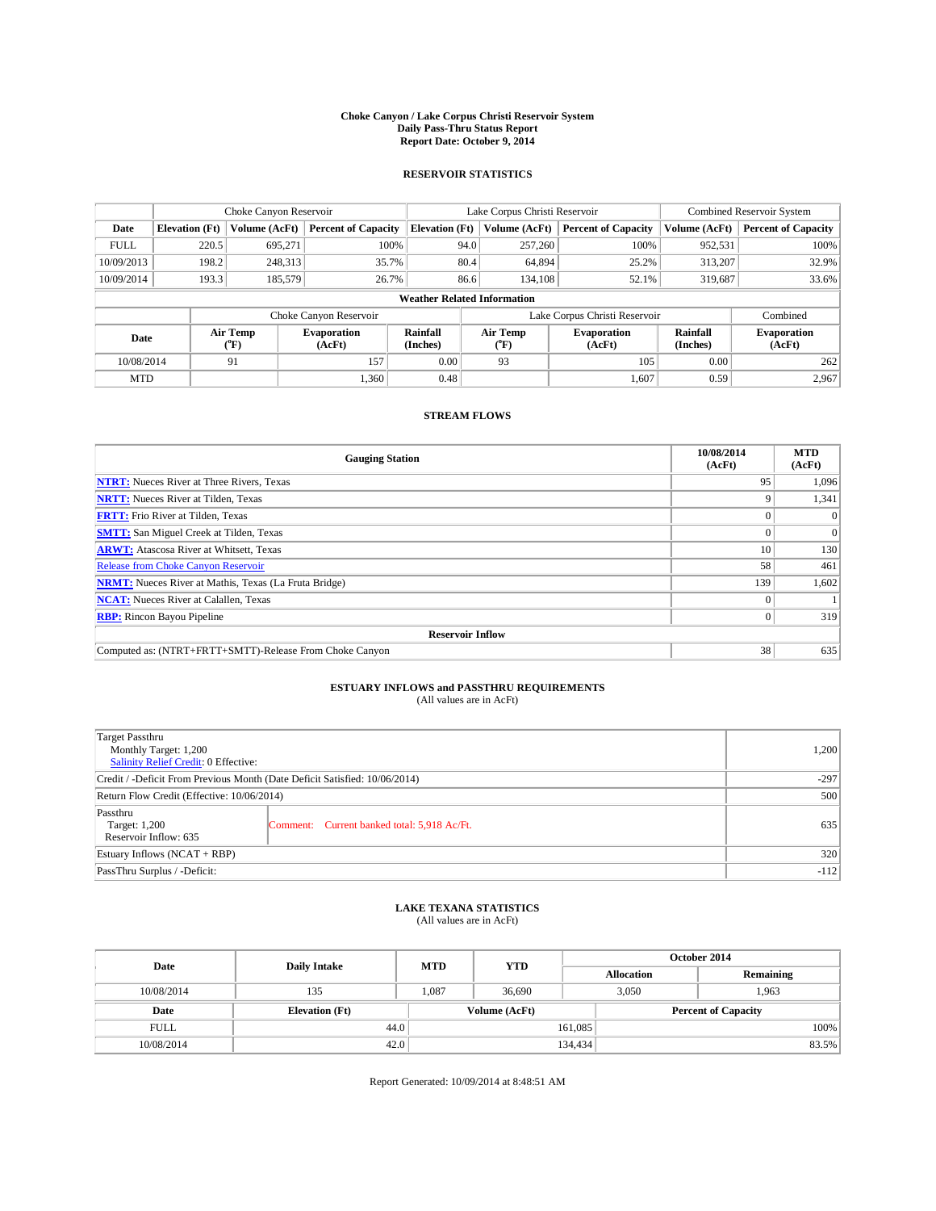**Choke Canyon / Lake Corpus Christi Reservoir System**
**Daily Pass-Thru Status Report**
**Report Date: October 9, 2014**

## RESERVOIR STATISTICS

| | Choke Canyon Reservoir | | | Lake Corpus Christi Reservoir | | | Combined Reservoir System | |
|---|---|---|---|---|---|---|---|---|
| Date | Elevation (Ft) | Volume (AcFt) | Percent of Capacity | Elevation (Ft) | Volume (AcFt) | Percent of Capacity | Volume (AcFt) | Percent of Capacity |
| FULL | 220.5 | 695,271 | 100% | 94.0 | 257,260 | 100% | 952,531 | 100% |
| 10/09/2013 | 198.2 | 248,313 | 35.7% | 80.4 | 64,894 | 25.2% | 313,207 | 32.9% |
| 10/09/2014 | 193.3 | 185,579 | 26.7% | 86.6 | 134,108 | 52.1% | 319,687 | 33.6% |

**Weather Related Information**

| | Choke Canyon Reservoir | | | Lake Corpus Christi Reservoir | | | Combined |
|---|---|---|---|---|---|---|---|
| Date | Air Temp (°F) | Evaporation (AcFt) | Rainfall (Inches) | Air Temp (°F) | Evaporation (AcFt) | Rainfall (Inches) | Evaporation (AcFt) |
| 10/08/2014 | 91 | 157 | 0.00 | 93 | 105 | 0.00 | 262 |
| MTD | | 1,360 | 0.48 | | 1,607 | 0.59 | 2,967 |

## STREAM FLOWS

| Gauging Station | 10/08/2014 (AcFt) | MTD (AcFt) |
|---|---|---|
| NTRT: Nueces River at Three Rivers, Texas | 95 | 1,096 |
| NRTT: Nueces River at Tilden, Texas | 9 | 1,341 |
| FRTT: Frio River at Tilden, Texas | 0 | 0 |
| SMTT: San Miguel Creek at Tilden, Texas | 0 | 0 |
| ARWT: Atascosa River at Whitsett, Texas | 10 | 130 |
| Release from Choke Canyon Reservoir | 58 | 461 |
| NRMT: Nueces River at Mathis, Texas (La Fruta Bridge) | 139 | 1,602 |
| NCAT: Nueces River at Calallen, Texas | 0 | 1 |
| RBP: Rincon Bayou Pipeline | 0 | 319 |
| **Reservoir Inflow** | | |
| Computed as: (NTRT+FRTT+SMTT)-Release From Choke Canyon | 38 | 635 |

## ESTUARY INFLOWS and PASSTHRU REQUIREMENTS
(All values are in AcFt)

| | | |
|---|---|---|
| Target Passthru<br>Monthly Target: 1,200<br>Salinity Relief Credit: 0 Effective: | | 1,200 |
| Credit / -Deficit From Previous Month (Date Deficit Satisfied: 10/06/2014) | | -297 |
| Return Flow Credit (Effective: 10/06/2014) | | 500 |
| Passthru<br>Target: 1,200<br>Reservoir Inflow: 635 | Comment: Current banked total: 5,918 Ac/Ft. | 635 |
| Estuary Inflows (NCAT + RBP) | | 320 |
| PassThru Surplus / -Deficit: | | -112 |

## LAKE TEXANA STATISTICS
(All values are in AcFt)

| Date | Daily Intake | MTD | YTD | October 2014 | |
|---|---|---|---|---|---|
| | | | | Allocation | Remaining |
| 10/08/2014 | 135 | 1,087 | 36,690 | 3,050 | 1,963 |

| Date | Elevation (Ft) | Volume (AcFt) | Percent of Capacity |
|---|---|---|---|
| FULL | 44.0 | 161,085 | 100% |
| 10/08/2014 | 42.0 | 134,434 | 83.5% |

Report Generated: 10/09/2014 at 8:48:51 AM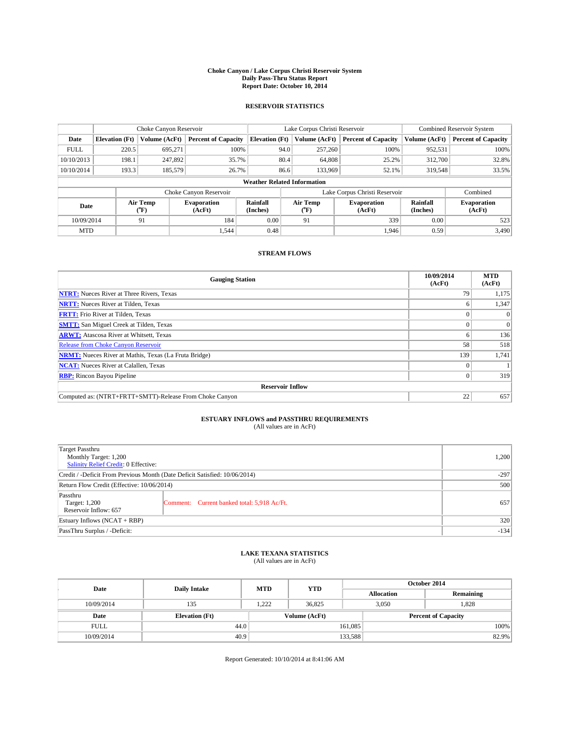# Choke Canyon / Lake Corpus Christi Reservoir System
## Daily Pass-Thru Status Report
## Report Date: October 10, 2014

### RESERVOIR STATISTICS

| | Choke Canyon Reservoir | | | Lake Corpus Christi Reservoir | | | Combined Reservoir System | |
|---|---|---|---|---|---|---|---|---|
| Date | Elevation (Ft) | Volume (AcFt) | Percent of Capacity | Elevation (Ft) | Volume (AcFt) | Percent of Capacity | Volume (AcFt) | Percent of Capacity |
| FULL | 220.5 | 695,271 | 100% | 94.0 | 257,260 | 100% | 952,531 | 100% |
| 10/10/2013 | 198.1 | 247,892 | 35.7% | 80.4 | 64,808 | 25.2% | 312,700 | 32.8% |
| 10/10/2014 | 193.3 | 185,579 | 26.7% | 86.6 | 133,969 | 52.1% | 319,548 | 33.5% |

**Weather Related Information**

| | Choke Canyon Reservoir | | | Lake Corpus Christi Reservoir | | | Combined |
|---|---|---|---|---|---|---|---|
| Date | Air Temp (°F) | Evaporation (AcFt) | Rainfall (Inches) | Air Temp (°F) | Evaporation (AcFt) | Rainfall (Inches) | Evaporation (AcFt) |
| 10/09/2014 | 91 | 184 | 0.00 | 91 | 339 | 0.00 | 523 |
| MTD | | 1,544 | 0.48 | | 1,946 | 0.59 | 3,490 |

### STREAM FLOWS

| Gauging Station | 10/09/2014 (AcFt) | MTD (AcFt) |
|---|---|---|
| NTRT: Nueces River at Three Rivers, Texas | 79 | 1,175 |
| NRTT: Nueces River at Tilden, Texas | 6 | 1,347 |
| FRTT: Frio River at Tilden, Texas | 0 | 0 |
| SMTT: San Miguel Creek at Tilden, Texas | 0 | 0 |
| ARWT: Atascosa River at Whitsett, Texas | 6 | 136 |
| Release from Choke Canyon Reservoir | 58 | 518 |
| NRMT: Nueces River at Mathis, Texas (La Fruta Bridge) | 139 | 1,741 |
| NCAT: Nueces River at Calallen, Texas | 0 | 1 |
| RBP: Rincon Bayou Pipeline | 0 | 319 |
| **Reservoir Inflow** | | |
| Computed as: (NTRT+FRTT+SMTT)-Release From Choke Canyon | 22 | 657 |

### ESTUARY INFLOWS and PASSTHRU REQUIREMENTS
(All values are in AcFt)

| | | |
|---|---|---|
| Target Passthru<br>Monthly Target: 1,200<br>Salinity Relief Credit: 0 Effective: | | 1,200 |
| Credit / -Deficit From Previous Month (Date Deficit Satisfied: 10/06/2014) | | -297 |
| Return Flow Credit (Effective: 10/06/2014) | | 500 |
| Passthru<br>Target: 1,200<br>Reservoir Inflow: 657 | Comment: Current banked total: 5,918 Ac/Ft. | 657 |
| Estuary Inflows (NCAT + RBP) | | 320 |
| PassThru Surplus / -Deficit: | | -134 |

### LAKE TEXANA STATISTICS
(All values are in AcFt)

| Date | Daily Intake | MTD | YTD | October 2014 Allocation | October 2014 Remaining |
|---|---|---|---|---|---|
| 10/09/2014 | 135 | 1,222 | 36,825 | 3,050 | 1,828 |

| Date | Elevation (Ft) | Volume (AcFt) | Percent of Capacity |
|---|---|---|---|
| FULL | 44.0 | 161,085 | 100% |
| 10/09/2014 | 40.9 | 133,588 | 82.9% |

Report Generated: 10/10/2014 at 8:41:06 AM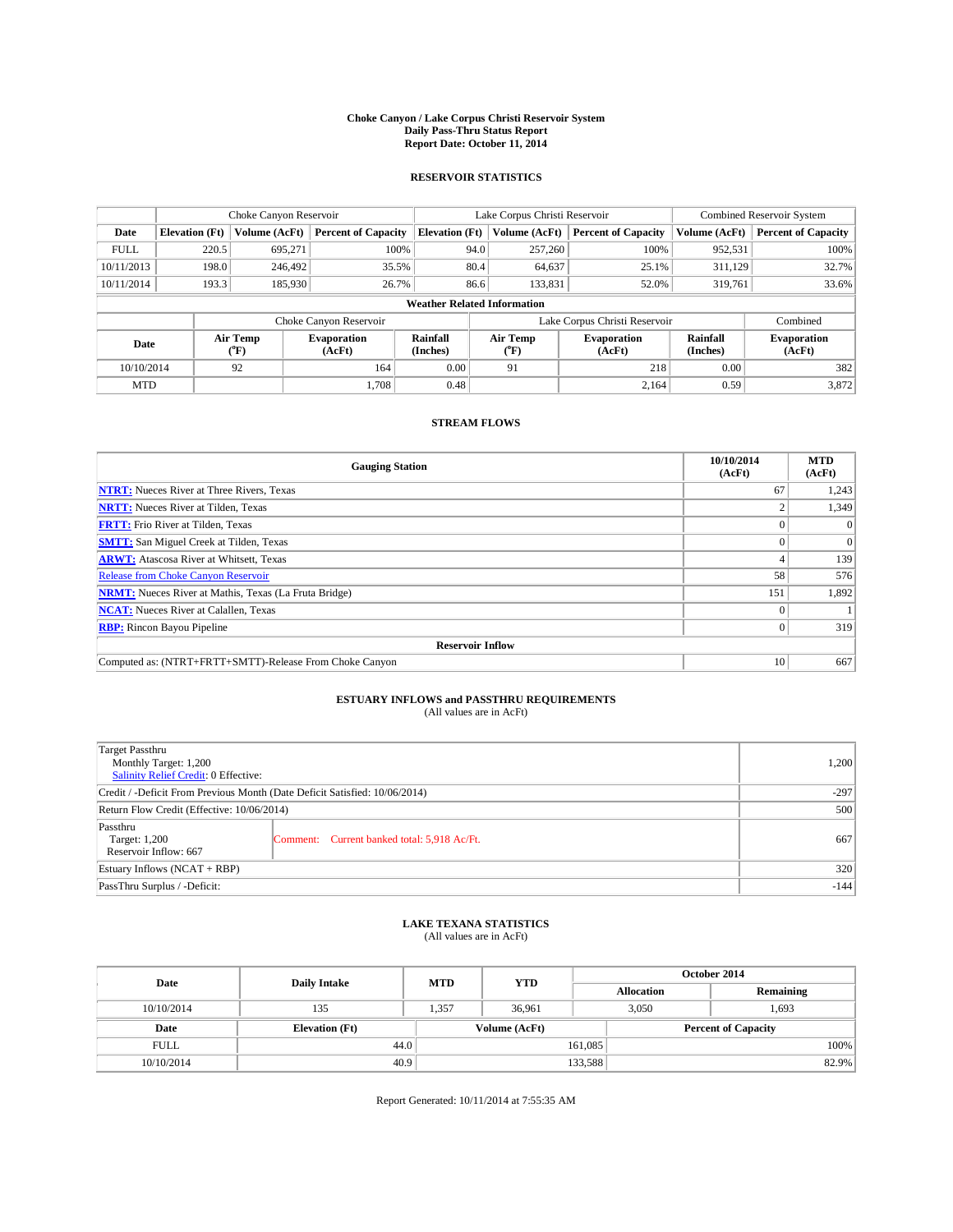# Choke Canyon / Lake Corpus Christi Reservoir System
## Daily Pass-Thru Status Report
### Report Date: October 11, 2014

## RESERVOIR STATISTICS

| | Choke Canyon Reservoir | | | Lake Corpus Christi Reservoir | | | Combined Reservoir System | |
|---|---|---|---|---|---|---|---|---|
| Date | Elevation (Ft) | Volume (AcFt) | Percent of Capacity | Elevation (Ft) | Volume (AcFt) | Percent of Capacity | Volume (AcFt) | Percent of Capacity |
| FULL | 220.5 | 695,271 | 100% | 94.0 | 257,260 | 100% | 952,531 | 100% |
| 10/11/2013 | 198.0 | 246,492 | 35.5% | 80.4 | 64,637 | 25.1% | 311,129 | 32.7% |
| 10/11/2014 | 193.3 | 185,930 | 26.7% | 86.6 | 133,831 | 52.0% | 319,761 | 33.6% |

**Weather Related Information**

| | Choke Canyon Reservoir | | | Lake Corpus Christi Reservoir | | | Combined |
|---|---|---|---|---|---|---|---|
| Date | Air Temp (°F) | Evaporation (AcFt) | Rainfall (Inches) | Air Temp (°F) | Evaporation (AcFt) | Rainfall (Inches) | Evaporation (AcFt) |
| 10/10/2014 | 92 | 164 | 0.00 | 91 | 218 | 0.00 | 382 |
| MTD | | 1,708 | 0.48 | | 2,164 | 0.59 | 3,872 |

## STREAM FLOWS

| Gauging Station | 10/10/2014 (AcFt) | MTD (AcFt) |
|---|---|---|
| **NTRT:** Nueces River at Three Rivers, Texas | 67 | 1,243 |
| **NRTT:** Nueces River at Tilden, Texas | 2 | 1,349 |
| **FRTT:** Frio River at Tilden, Texas | 0 | 0 |
| **SMTT:** San Miguel Creek at Tilden, Texas | 0 | 0 |
| **ARWT:** Atascosa River at Whitsett, Texas | 4 | 139 |
| Release from Choke Canyon Reservoir | 58 | 576 |
| **NRMT:** Nueces River at Mathis, Texas (La Fruta Bridge) | 151 | 1,892 |
| **NCAT:** Nueces River at Calallen, Texas | 0 | 1 |
| **RBP:** Rincon Bayou Pipeline | 0 | 319 |
| **Reservoir Inflow** | | |
| Computed as: (NTRT+FRTT+SMTT)-Release From Choke Canyon | 10 | 667 |

## ESTUARY INFLOWS and PASSTHRU REQUIREMENTS
(All values are in AcFt)

| | | |
|---|---|---|
| Target Passthru<br>Monthly Target: 1,200<br>Salinity Relief Credit: 0 Effective: | | 1,200 |
| Credit / -Deficit From Previous Month (Date Deficit Satisfied: 10/06/2014) | | -297 |
| Return Flow Credit (Effective: 10/06/2014) | | 500 |
| Passthru<br>Target: 1,200<br>Reservoir Inflow: 667 | Comment: Current banked total: 5,918 Ac/Ft. | 667 |
| Estuary Inflows (NCAT + RBP) | | 320 |
| PassThru Surplus / -Deficit: | | -144 |

## LAKE TEXANA STATISTICS
(All values are in AcFt)

| Date | Daily Intake | MTD | YTD | October 2014 Allocation | October 2014 Remaining |
|---|---|---|---|---|---|
| 10/10/2014 | 135 | 1,357 | 36,961 | 3,050 | 1,693 |

| Date | Elevation (Ft) | Volume (AcFt) | Percent of Capacity |
|---|---|---|---|
| FULL | 44.0 | 161,085 | 100% |
| 10/10/2014 | 40.9 | 133,588 | 82.9% |

Report Generated: 10/11/2014 at 7:55:35 AM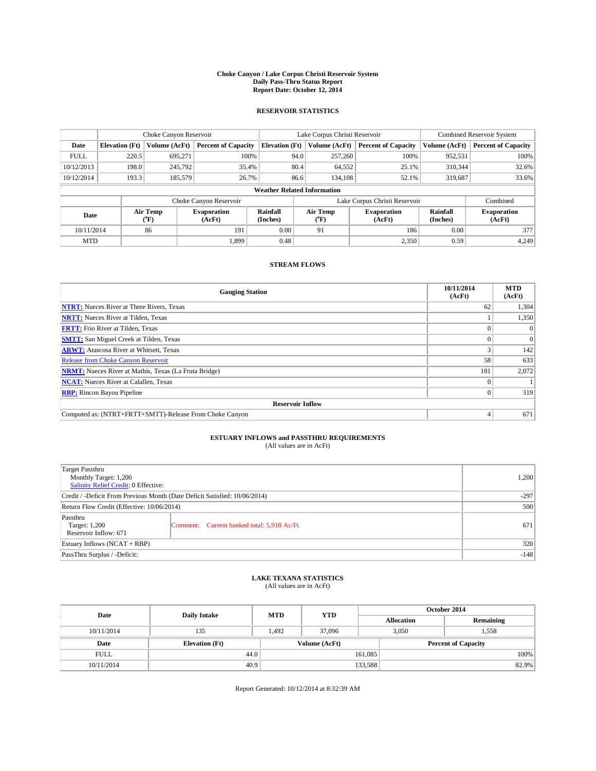# Choke Canyon / Lake Corpus Christi Reservoir System
## Daily Pass-Thru Status Report
### Report Date: October 12, 2014

## RESERVOIR STATISTICS

| | Choke Canyon Reservoir | | | Lake Corpus Christi Reservoir | | | Combined Reservoir System | |
|---|---|---|---|---|---|---|---|---|
| Date | Elevation (Ft) | Volume (AcFt) | Percent of Capacity | Elevation (Ft) | Volume (AcFt) | Percent of Capacity | Volume (AcFt) | Percent of Capacity |
| FULL | 220.5 | 695,271 | 100% | 94.0 | 257,260 | 100% | 952,531 | 100% |
| 10/12/2013 | 198.0 | 245,792 | 35.4% | 80.4 | 64,552 | 25.1% | 310,344 | 32.6% |
| 10/12/2014 | 193.3 | 185,579 | 26.7% | 86.6 | 134,108 | 52.1% | 319,687 | 33.6% |

**Weather Related Information**

| | Choke Canyon Reservoir | | | Lake Corpus Christi Reservoir | | | Combined |
|---|---|---|---|---|---|---|---|
| Date | Air Temp (°F) | Evaporation (AcFt) | Rainfall (Inches) | Air Temp (°F) | Evaporation (AcFt) | Rainfall (Inches) | Evaporation (AcFt) |
| 10/11/2014 | 86 | 191 | 0.00 | 91 | 186 | 0.00 | 377 |
| MTD | | 1,899 | 0.48 | | 2,350 | 0.59 | 4,249 |

## STREAM FLOWS

| Gauging Station | 10/11/2014 (AcFt) | MTD (AcFt) |
|---|---|---|
| NTRT: Nueces River at Three Rivers, Texas | 62 | 1,304 |
| NRTT: Nueces River at Tilden, Texas | 1 | 1,350 |
| FRTT: Frio River at Tilden, Texas | 0 | 0 |
| SMTT: San Miguel Creek at Tilden, Texas | 0 | 0 |
| ARWT: Atascosa River at Whitsett, Texas | 3 | 142 |
| Release from Choke Canyon Reservoir | 58 | 633 |
| NRMT: Nueces River at Mathis, Texas (La Fruta Bridge) | 181 | 2,072 |
| NCAT: Nueces River at Calallen, Texas | 0 | 1 |
| RBP: Rincon Bayou Pipeline | 0 | 319 |
| **Reservoir Inflow** | | |
| Computed as: (NTRT+FRTT+SMTT)-Release From Choke Canyon | 4 | 671 |

## ESTUARY INFLOWS and PASSTHRU REQUIREMENTS
(All values are in AcFt)

| | | |
|---|---|---|
| Target Passthru<br>Monthly Target: 1,200<br>Salinity Relief Credit: 0 Effective: | | 1,200 |
| Credit / -Deficit From Previous Month (Date Deficit Satisfied: 10/06/2014) | | -297 |
| Return Flow Credit (Effective: 10/06/2014) | | 500 |
| Passthru<br>Target: 1,200<br>Reservoir Inflow: 671 | Comment: Current banked total: 5,918 Ac/Ft. | 671 |
| Estuary Inflows (NCAT + RBP) | | 320 |
| PassThru Surplus / -Deficit: | | -148 |

## LAKE TEXANA STATISTICS
(All values are in AcFt)

| Date | Daily Intake | MTD | YTD | October 2014 Allocation | October 2014 Remaining |
|---|---|---|---|---|---|
| 10/11/2014 | 135 | 1,492 | 37,096 | 3,050 | 1,558 |

| Date | Elevation (Ft) | Volume (AcFt) | Percent of Capacity |
|---|---|---|---|
| FULL | 44.0 | 161,085 | 100% |
| 10/11/2014 | 40.9 | 133,588 | 82.9% |

Report Generated: 10/12/2014 at 8:32:39 AM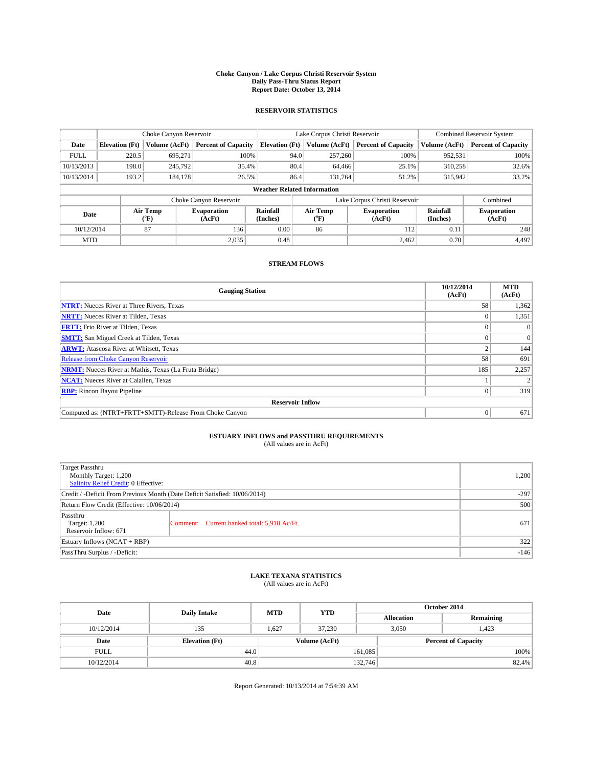# Choke Canyon / Lake Corpus Christi Reservoir System
## Daily Pass-Thru Status Report
## Report Date: October 13, 2014

### RESERVOIR STATISTICS

| | Choke Canyon Reservoir | | | Lake Corpus Christi Reservoir | | | Combined Reservoir System | |
|---|---|---|---|---|---|---|---|---|
| Date | Elevation (Ft) | Volume (AcFt) | Percent of Capacity | Elevation (Ft) | Volume (AcFt) | Percent of Capacity | Volume (AcFt) | Percent of Capacity |
| FULL | 220.5 | 695,271 | 100% | 94.0 | 257,260 | 100% | 952,531 | 100% |
| 10/13/2013 | 198.0 | 245,792 | 35.4% | 80.4 | 64,466 | 25.1% | 310,258 | 32.6% |
| 10/13/2014 | 193.2 | 184,178 | 26.5% | 86.4 | 131,764 | 51.2% | 315,942 | 33.2% |

**Weather Related Information**

| | Choke Canyon Reservoir | | | Lake Corpus Christi Reservoir | | | Combined |
|---|---|---|---|---|---|---|---|
| Date | Air Temp (°F) | Evaporation (AcFt) | Rainfall (Inches) | Air Temp (°F) | Evaporation (AcFt) | Rainfall (Inches) | Evaporation (AcFt) |
| 10/12/2014 | 87 | 136 | 0.00 | 86 | 112 | 0.11 | 248 |
| MTD | | 2,035 | 0.48 | | 2,462 | 0.70 | 4,497 |

### STREAM FLOWS

| Gauging Station | 10/12/2014 (AcFt) | MTD (AcFt) |
|---|---|---|
| **NTRT:** Nueces River at Three Rivers, Texas | 58 | 1,362 |
| **NRTT:** Nueces River at Tilden, Texas | 0 | 1,351 |
| **FRTT:** Frio River at Tilden, Texas | 0 | 0 |
| **SMTT:** San Miguel Creek at Tilden, Texas | 0 | 0 |
| **ARWT:** Atascosa River at Whitsett, Texas | 2 | 144 |
| Release from Choke Canyon Reservoir | 58 | 691 |
| **NRMT:** Nueces River at Mathis, Texas (La Fruta Bridge) | 185 | 2,257 |
| **NCAT:** Nueces River at Calallen, Texas | 1 | 2 |
| **RBP:** Rincon Bayou Pipeline | 0 | 319 |
| **Reservoir Inflow** | | |
| Computed as: (NTRT+FRTT+SMTT)-Release From Choke Canyon | 0 | 671 |

### ESTUARY INFLOWS and PASSTHRU REQUIREMENTS
(All values are in AcFt)

| | | |
|---|---|---|
| Target Passthru<br>Monthly Target: 1,200<br>Salinity Relief Credit: 0 Effective: | | 1,200 |
| Credit / -Deficit From Previous Month (Date Deficit Satisfied: 10/06/2014) | | -297 |
| Return Flow Credit (Effective: 10/06/2014) | | 500 |
| Passthru<br>Target: 1,200<br>Reservoir Inflow: 671 | Comment: Current banked total: 5,918 Ac/Ft. | 671 |
| Estuary Inflows (NCAT + RBP) | | 322 |
| PassThru Surplus / -Deficit: | | -146 |

### LAKE TEXANA STATISTICS
(All values are in AcFt)

| Date | Daily Intake | MTD | YTD | October 2014 Allocation | October 2014 Remaining |
|---|---|---|---|---|---|
| 10/12/2014 | 135 | 1,627 | 37,230 | 3,050 | 1,423 |

| Date | Elevation (Ft) | Volume (AcFt) | Percent of Capacity |
|---|---|---|---|
| FULL | 44.0 | 161,085 | 100% |
| 10/12/2014 | 40.8 | 132,746 | 82.4% |

Report Generated: 10/13/2014 at 7:54:39 AM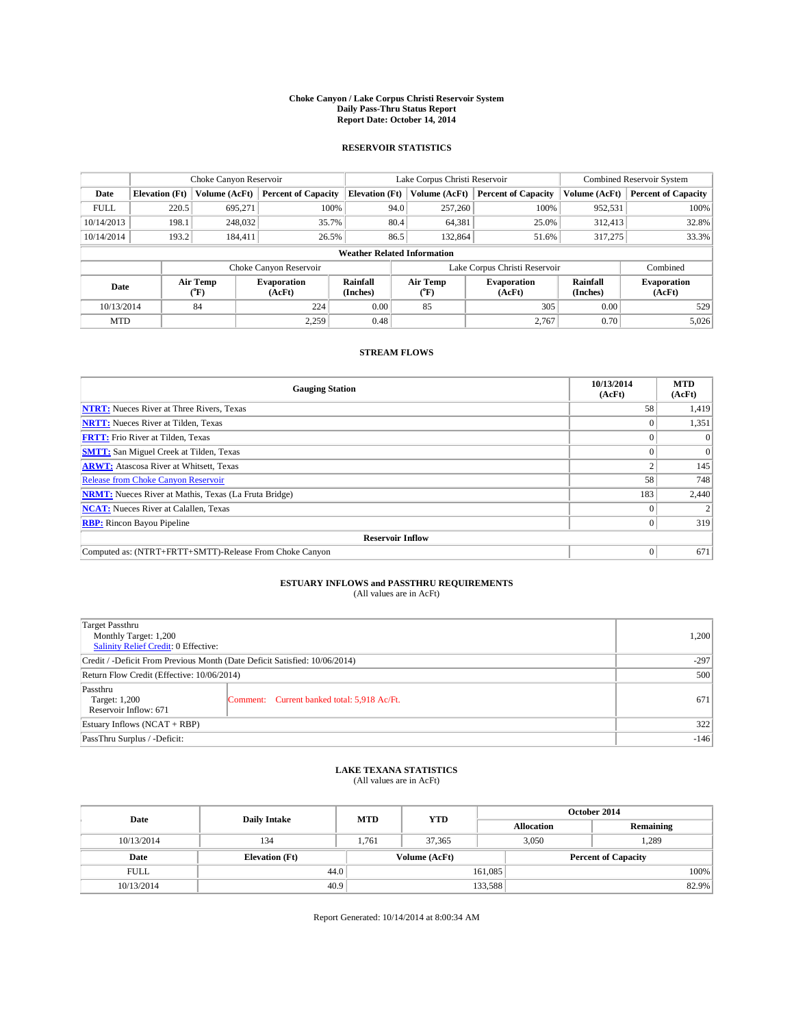**Choke Canyon / Lake Corpus Christi Reservoir System**
**Daily Pass-Thru Status Report**
**Report Date: October 14, 2014**

## RESERVOIR STATISTICS

| | Choke Canyon Reservoir | | | Lake Corpus Christi Reservoir | | | Combined Reservoir System | |
|---|---|---|---|---|---|---|---|---|
| Date | Elevation (Ft) | Volume (AcFt) | Percent of Capacity | Elevation (Ft) | Volume (AcFt) | Percent of Capacity | Volume (AcFt) | Percent of Capacity |
| FULL | 220.5 | 695,271 | 100% | 94.0 | 257,260 | 100% | 952,531 | 100% |
| 10/14/2013 | 198.1 | 248,032 | 35.7% | 80.4 | 64,381 | 25.0% | 312,413 | 32.8% |
| 10/14/2014 | 193.2 | 184,411 | 26.5% | 86.5 | 132,864 | 51.6% | 317,275 | 33.3% |

**Weather Related Information**

| | Choke Canyon Reservoir | | | Lake Corpus Christi Reservoir | | | Combined |
|---|---|---|---|---|---|---|---|
| Date | Air Temp (°F) | Evaporation (AcFt) | Rainfall (Inches) | Air Temp (°F) | Evaporation (AcFt) | Rainfall (Inches) | Evaporation (AcFt) |
| 10/13/2014 | 84 | 224 | 0.00 | 85 | 305 | 0.00 | 529 |
| MTD | | 2,259 | 0.48 | | 2,767 | 0.70 | 5,026 |

## STREAM FLOWS

| Gauging Station | 10/13/2014 (AcFt) | MTD (AcFt) |
|---|---|---|
| NTRT: Nueces River at Three Rivers, Texas | 58 | 1,419 |
| NRTT: Nueces River at Tilden, Texas | 0 | 1,351 |
| FRTT: Frio River at Tilden, Texas | 0 | 0 |
| SMTT: San Miguel Creek at Tilden, Texas | 0 | 0 |
| ARWT: Atascosa River at Whitsett, Texas | 2 | 145 |
| Release from Choke Canyon Reservoir | 58 | 748 |
| NRMT: Nueces River at Mathis, Texas (La Fruta Bridge) | 183 | 2,440 |
| NCAT: Nueces River at Calallen, Texas | 0 | 2 |
| RBP: Rincon Bayou Pipeline | 0 | 319 |
| **Reservoir Inflow** | | |
| Computed as: (NTRT+FRTT+SMTT)-Release From Choke Canyon | 0 | 671 |

## ESTUARY INFLOWS and PASSTHRU REQUIREMENTS
(All values are in AcFt)

| | | |
|---|---|---|
| Target Passthru<br>Monthly Target: 1,200<br>Salinity Relief Credit: 0 Effective: | | 1,200 |
| Credit / -Deficit From Previous Month (Date Deficit Satisfied: 10/06/2014) | | -297 |
| Return Flow Credit (Effective: 10/06/2014) | | 500 |
| Passthru<br>Target: 1,200<br>Reservoir Inflow: 671 | Comment: Current banked total: 5,918 Ac/Ft. | 671 |
| Estuary Inflows (NCAT + RBP) | | 322 |
| PassThru Surplus / -Deficit: | | -146 |

## LAKE TEXANA STATISTICS
(All values are in AcFt)

| Date | Daily Intake | MTD | YTD | October 2014 Allocation | October 2014 Remaining |
|---|---|---|---|---|---|
| 10/13/2014 | 134 | 1,761 | 37,365 | 3,050 | 1,289 |

| Date | Elevation (Ft) | Volume (AcFt) | Percent of Capacity |
|---|---|---|---|
| FULL | 44.0 | 161,085 | 100% |
| 10/13/2014 | 40.9 | 133,588 | 82.9% |

Report Generated: 10/14/2014 at 8:00:34 AM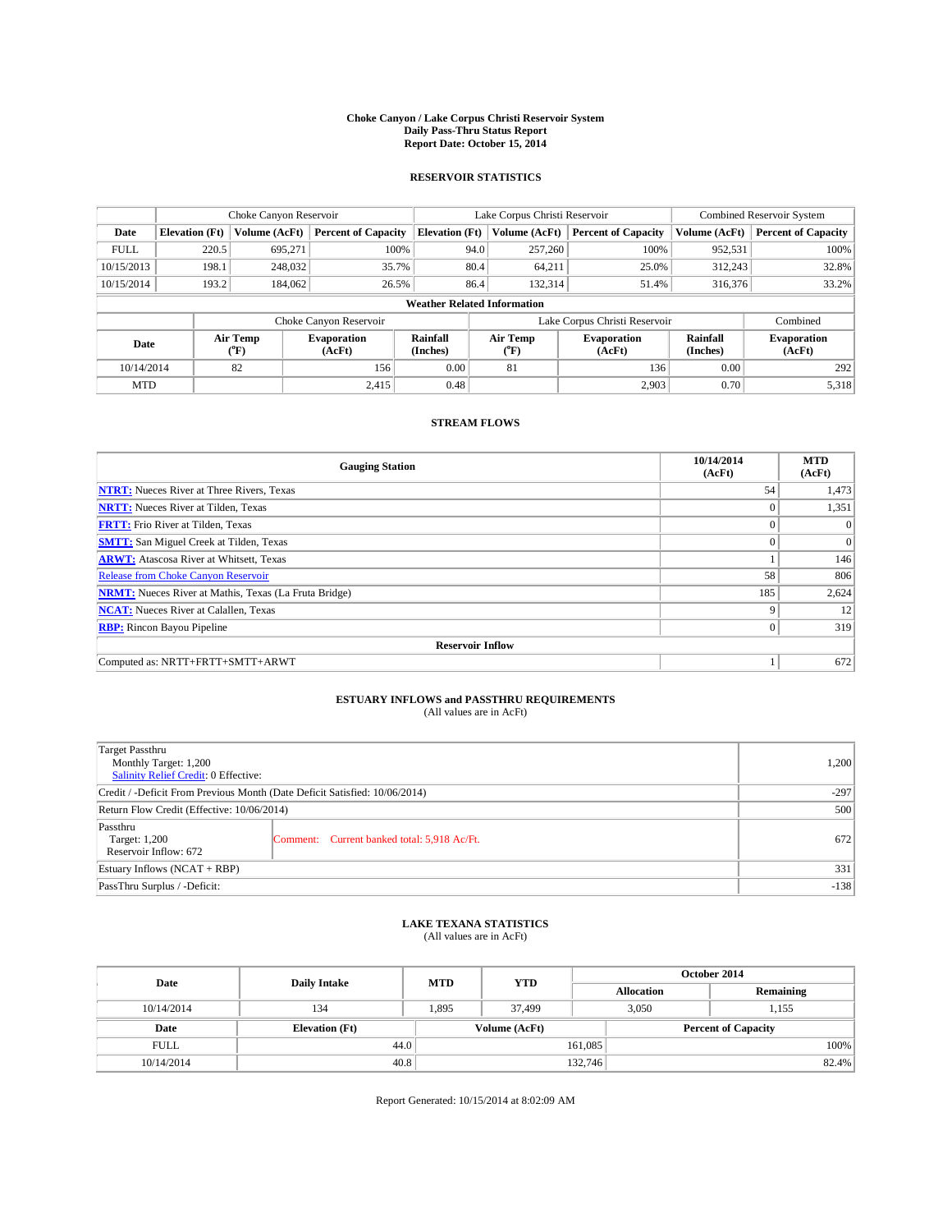**Choke Canyon / Lake Corpus Christi Reservoir System**
**Daily Pass-Thru Status Report**
**Report Date: October 15, 2014**

## RESERVOIR STATISTICS

| | Choke Canyon Reservoir | | | Lake Corpus Christi Reservoir | | | Combined Reservoir System | |
|---|---|---|---|---|---|---|---|---|
| Date | Elevation (Ft) | Volume (AcFt) | Percent of Capacity | Elevation (Ft) | Volume (AcFt) | Percent of Capacity | Volume (AcFt) | Percent of Capacity |
| FULL | 220.5 | 695,271 | 100% | 94.0 | 257,260 | 100% | 952,531 | 100% |
| 10/15/2013 | 198.1 | 248,032 | 35.7% | 80.4 | 64,211 | 25.0% | 312,243 | 32.8% |
| 10/15/2014 | 193.2 | 184,062 | 26.5% | 86.4 | 132,314 | 51.4% | 316,376 | 33.2% |

**Weather Related Information**

| | Choke Canyon Reservoir | | | Lake Corpus Christi Reservoir | | | Combined |
|---|---|---|---|---|---|---|---|
| Date | Air Temp (°F) | Evaporation (AcFt) | Rainfall (Inches) | Air Temp (°F) | Evaporation (AcFt) | Rainfall (Inches) | Evaporation (AcFt) |
| 10/14/2014 | 82 | 156 | 0.00 | 81 | 136 | 0.00 | 292 |
| MTD | | 2,415 | 0.48 | | 2,903 | 0.70 | 5,318 |

## STREAM FLOWS

| Gauging Station | 10/14/2014 (AcFt) | MTD (AcFt) |
|---|---|---|
| **NTRT:** Nueces River at Three Rivers, Texas | 54 | 1,473 |
| **NRTT:** Nueces River at Tilden, Texas | 0 | 1,351 |
| **FRTT:** Frio River at Tilden, Texas | 0 | 0 |
| **SMTT:** San Miguel Creek at Tilden, Texas | 0 | 0 |
| **ARWT:** Atascosa River at Whitsett, Texas | 1 | 146 |
| Release from Choke Canyon Reservoir | 58 | 806 |
| **NRMT:** Nueces River at Mathis, Texas (La Fruta Bridge) | 185 | 2,624 |
| **NCAT:** Nueces River at Calallen, Texas | 9 | 12 |
| **RBP:** Rincon Bayou Pipeline | 0 | 319 |
| **Reservoir Inflow** | | |
| Computed as: NRTT+FRTT+SMTT+ARWT | 1 | 672 |

## ESTUARY INFLOWS and PASSTHRU REQUIREMENTS
(All values are in AcFt)

| | | |
|---|---|---|
| Target Passthru<br>Monthly Target: 1,200<br>Salinity Relief Credit: 0 Effective: | | 1,200 |
| Credit / -Deficit From Previous Month (Date Deficit Satisfied: 10/06/2014) | | -297 |
| Return Flow Credit (Effective: 10/06/2014) | | 500 |
| Passthru<br>Target: 1,200<br>Reservoir Inflow: 672 | Comment: Current banked total: 5,918 Ac/Ft. | 672 |
| Estuary Inflows (NCAT + RBP) | | 331 |
| PassThru Surplus / -Deficit: | | -138 |

## LAKE TEXANA STATISTICS
(All values are in AcFt)

| Date | Daily Intake | MTD | YTD | October 2014 Allocation | October 2014 Remaining |
|---|---|---|---|---|---|
| 10/14/2014 | 134 | 1,895 | 37,499 | 3,050 | 1,155 |

| Date | Elevation (Ft) | Volume (AcFt) | Percent of Capacity |
|---|---|---|---|
| FULL | 44.0 | 161,085 | 100% |
| 10/14/2014 | 40.8 | 132,746 | 82.4% |

Report Generated: 10/15/2014 at 8:02:09 AM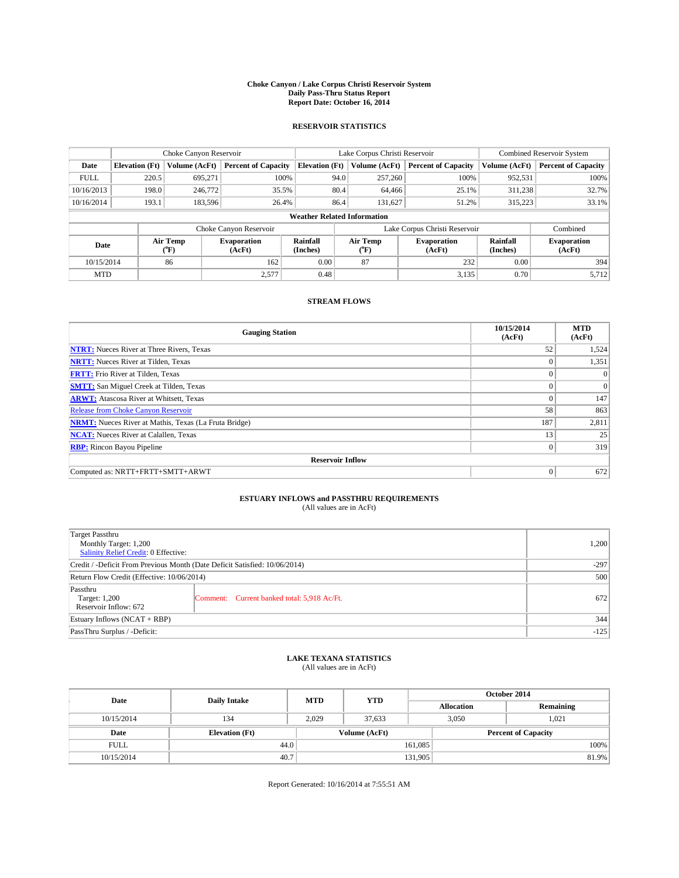# Choke Canyon / Lake Corpus Christi Reservoir System
## Daily Pass-Thru Status Report
## Report Date: October 16, 2014

### RESERVOIR STATISTICS

| | Choke Canyon Reservoir | | | Lake Corpus Christi Reservoir | | | Combined Reservoir System | |
|---|---|---|---|---|---|---|---|---|
| Date | Elevation (Ft) | Volume (AcFt) | Percent of Capacity | Elevation (Ft) | Volume (AcFt) | Percent of Capacity | Volume (AcFt) | Percent of Capacity |
| FULL | 220.5 | 695,271 | 100% | 94.0 | 257,260 | 100% | 952,531 | 100% |
| 10/16/2013 | 198.0 | 246,772 | 35.5% | 80.4 | 64,466 | 25.1% | 311,238 | 32.7% |
| 10/16/2014 | 193.1 | 183,596 | 26.4% | 86.4 | 131,627 | 51.2% | 315,223 | 33.1% |

**Weather Related Information**

| | Choke Canyon Reservoir | | | Lake Corpus Christi Reservoir | | | Combined |
|---|---|---|---|---|---|---|---|
| Date | Air Temp (°F) | Evaporation (AcFt) | Rainfall (Inches) | Air Temp (°F) | Evaporation (AcFt) | Rainfall (Inches) | Evaporation (AcFt) |
| 10/15/2014 | 86 | 162 | 0.00 | 87 | 232 | 0.00 | 394 |
| MTD | | 2,577 | 0.48 | | 3,135 | 0.70 | 5,712 |

### STREAM FLOWS

| Gauging Station | 10/15/2014 (AcFt) | MTD (AcFt) |
|---|---|---|
| NTRT: Nueces River at Three Rivers, Texas | 52 | 1,524 |
| NRTT: Nueces River at Tilden, Texas | 0 | 1,351 |
| FRTT: Frio River at Tilden, Texas | 0 | 0 |
| SMTT: San Miguel Creek at Tilden, Texas | 0 | 0 |
| ARWT: Atascosa River at Whitsett, Texas | 0 | 147 |
| Release from Choke Canyon Reservoir | 58 | 863 |
| NRMT: Nueces River at Mathis, Texas (La Fruta Bridge) | 187 | 2,811 |
| NCAT: Nueces River at Calallen, Texas | 13 | 25 |
| RBP: Rincon Bayou Pipeline | 0 | 319 |
| **Reservoir Inflow** | | |
| Computed as: NRTT+FRTT+SMTT+ARWT | 0 | 672 |

### ESTUARY INFLOWS and PASSTHRU REQUIREMENTS
(All values are in AcFt)

| | | |
|---|---|---|
| Target Passthru<br>Monthly Target: 1,200<br>Salinity Relief Credit: 0 Effective: | | 1,200 |
| Credit / -Deficit From Previous Month (Date Deficit Satisfied: 10/06/2014) | | -297 |
| Return Flow Credit (Effective: 10/06/2014) | | 500 |
| Passthru<br>Target: 1,200<br>Reservoir Inflow: 672 | Comment: Current banked total: 5,918 Ac/Ft. | 672 |
| Estuary Inflows (NCAT + RBP) | | 344 |
| PassThru Surplus / -Deficit: | | -125 |

### LAKE TEXANA STATISTICS
(All values are in AcFt)

| Date | Daily Intake | MTD | YTD | October 2014 Allocation | October 2014 Remaining |
|---|---|---|---|---|---|
| 10/15/2014 | 134 | 2,029 | 37,633 | 3,050 | 1,021 |

| Date | Elevation (Ft) | Volume (AcFt) | Percent of Capacity |
|---|---|---|---|
| FULL | 44.0 | 161,085 | 100% |
| 10/15/2014 | 40.7 | 131,905 | 81.9% |

Report Generated: 10/16/2014 at 7:55:51 AM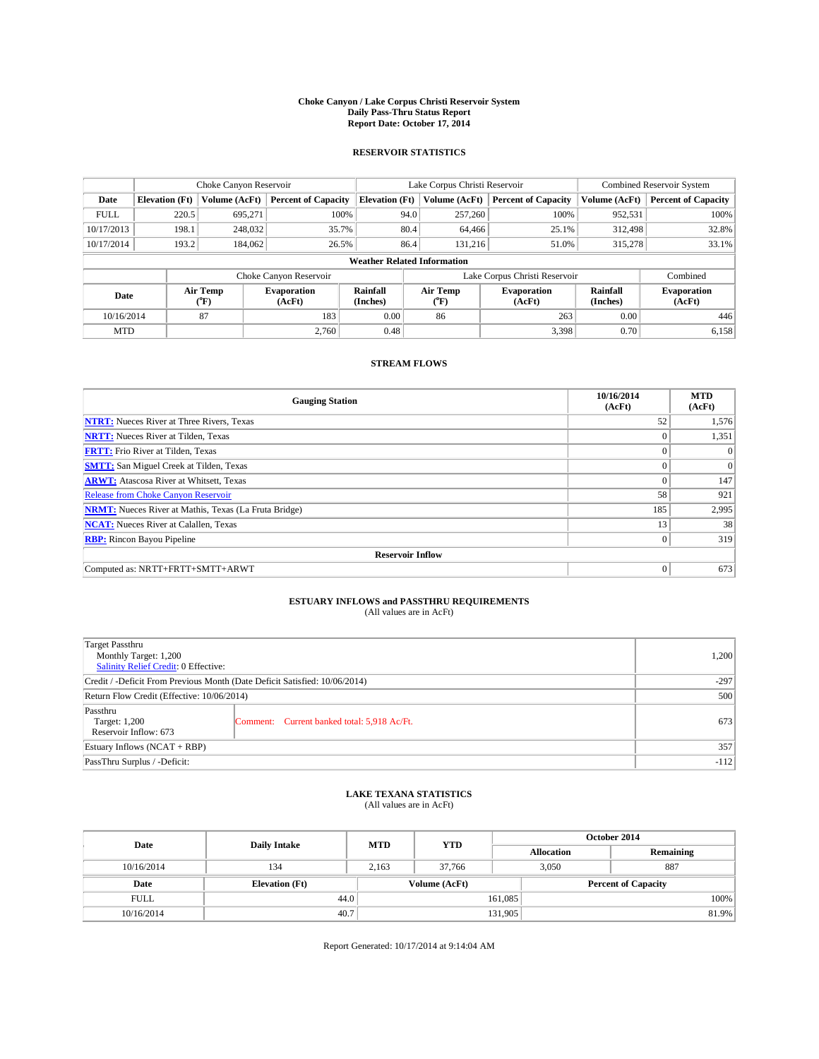**Choke Canyon / Lake Corpus Christi Reservoir System**
**Daily Pass-Thru Status Report**
**Report Date: October 17, 2014**

### RESERVOIR STATISTICS

| | Choke Canyon Reservoir | | | Lake Corpus Christi Reservoir | | | Combined Reservoir System | |
|---|---|---|---|---|---|---|---|---|
| Date | Elevation (Ft) | Volume (AcFt) | Percent of Capacity | Elevation (Ft) | Volume (AcFt) | Percent of Capacity | Volume (AcFt) | Percent of Capacity |
| FULL | 220.5 | 695,271 | 100% | 94.0 | 257,260 | 100% | 952,531 | 100% |
| 10/17/2013 | 198.1 | 248,032 | 35.7% | 80.4 | 64,466 | 25.1% | 312,498 | 32.8% |
| 10/17/2014 | 193.2 | 184,062 | 26.5% | 86.4 | 131,216 | 51.0% | 315,278 | 33.1% |

**Weather Related Information**

| | Choke Canyon Reservoir | | | Lake Corpus Christi Reservoir | | | Combined |
|---|---|---|---|---|---|---|---|
| Date | Air Temp (°F) | Evaporation (AcFt) | Rainfall (Inches) | Air Temp (°F) | Evaporation (AcFt) | Rainfall (Inches) | Evaporation (AcFt) |
| 10/16/2014 | 87 | 183 | 0.00 | 86 | 263 | 0.00 | 446 |
| MTD | | 2,760 | 0.48 | | 3,398 | 0.70 | 6,158 |

### STREAM FLOWS

| Gauging Station | 10/16/2014 (AcFt) | MTD (AcFt) |
|---|---|---|
| NTRT: Nueces River at Three Rivers, Texas | 52 | 1,576 |
| NRTT: Nueces River at Tilden, Texas | 0 | 1,351 |
| FRTT: Frio River at Tilden, Texas | 0 | 0 |
| SMTT: San Miguel Creek at Tilden, Texas | 0 | 0 |
| ARWT: Atascosa River at Whitsett, Texas | 0 | 147 |
| Release from Choke Canyon Reservoir | 58 | 921 |
| NRMT: Nueces River at Mathis, Texas (La Fruta Bridge) | 185 | 2,995 |
| NCAT: Nueces River at Calallen, Texas | 13 | 38 |
| RBP: Rincon Bayou Pipeline | 0 | 319 |
| **Reservoir Inflow** | | |
| Computed as: NRTT+FRTT+SMTT+ARWT | 0 | 673 |

### ESTUARY INFLOWS and PASSTHRU REQUIREMENTS
(All values are in AcFt)

| | | |
|---|---|---|
| Target Passthru<br>Monthly Target: 1,200<br>Salinity Relief Credit: 0 Effective: | | 1,200 |
| Credit / -Deficit From Previous Month (Date Deficit Satisfied: 10/06/2014) | | -297 |
| Return Flow Credit (Effective: 10/06/2014) | | 500 |
| Passthru<br>Target: 1,200<br>Reservoir Inflow: 673 | Comment: Current banked total: 5,918 Ac/Ft. | 673 |
| Estuary Inflows (NCAT + RBP) | | 357 |
| PassThru Surplus / -Deficit: | | -112 |

### LAKE TEXANA STATISTICS
(All values are in AcFt)

| Date | Daily Intake | MTD | YTD | October 2014 Allocation | October 2014 Remaining |
|---|---|---|---|---|---|
| 10/16/2014 | 134 | 2,163 | 37,766 | 3,050 | 887 |

| Date | Elevation (Ft) | Volume (AcFt) | Percent of Capacity |
|---|---|---|---|
| FULL | 44.0 | 161,085 | 100% |
| 10/16/2014 | 40.7 | 131,905 | 81.9% |

Report Generated: 10/17/2014 at 9:14:04 AM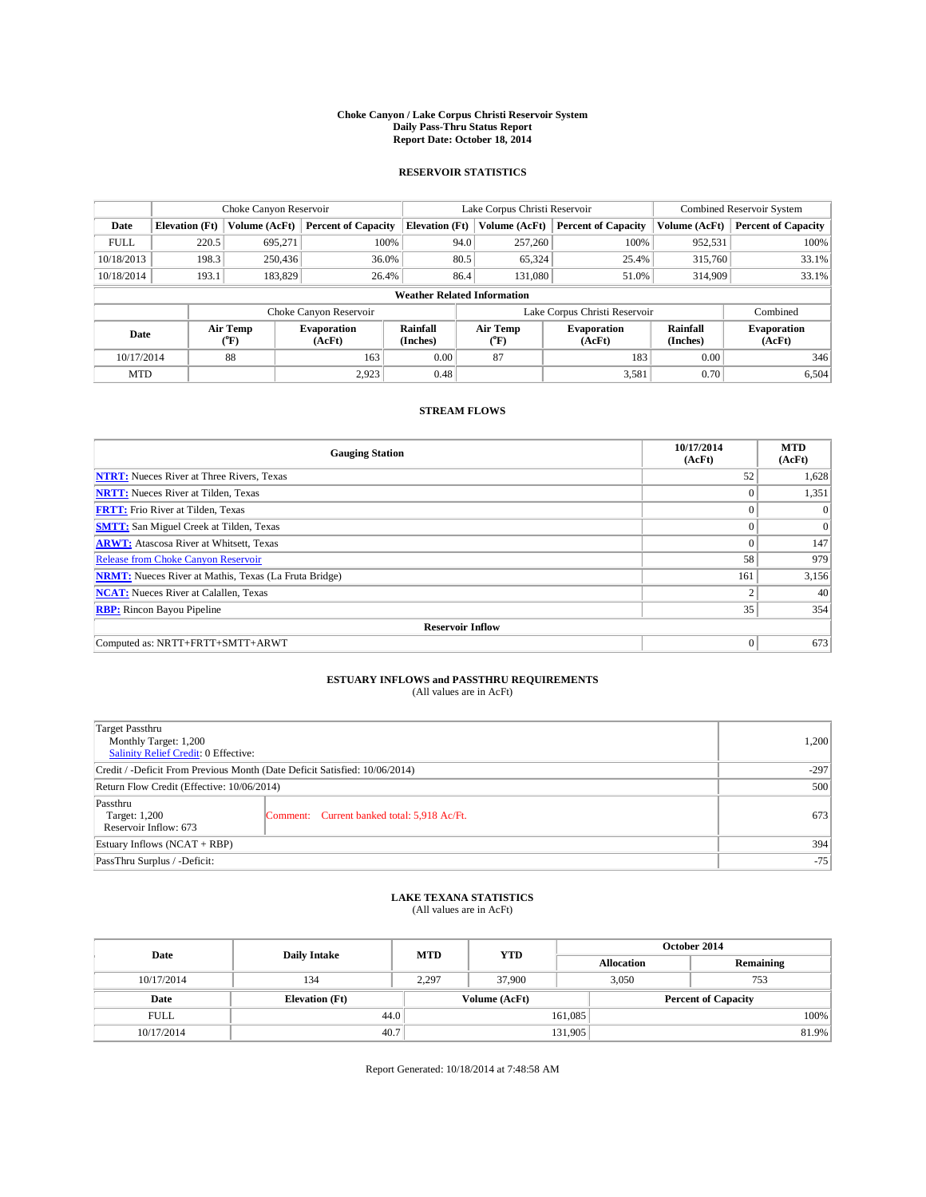# Choke Canyon / Lake Corpus Christi Reservoir System
## Daily Pass-Thru Status Report
### Report Date: October 18, 2014

## RESERVOIR STATISTICS

| | Choke Canyon Reservoir | | | Lake Corpus Christi Reservoir | | | Combined Reservoir System | |
|---|---|---|---|---|---|---|---|---|
| Date | Elevation (Ft) | Volume (AcFt) | Percent of Capacity | Elevation (Ft) | Volume (AcFt) | Percent of Capacity | Volume (AcFt) | Percent of Capacity |
| FULL | 220.5 | 695,271 | 100% | 94.0 | 257,260 | 100% | 952,531 | 100% |
| 10/18/2013 | 198.3 | 250,436 | 36.0% | 80.5 | 65,324 | 25.4% | 315,760 | 33.1% |
| 10/18/2014 | 193.1 | 183,829 | 26.4% | 86.4 | 131,080 | 51.0% | 314,909 | 33.1% |

**Weather Related Information**

| | Choke Canyon Reservoir | | | Lake Corpus Christi Reservoir | | | Combined |
|---|---|---|---|---|---|---|---|
| Date | Air Temp (°F) | Evaporation (AcFt) | Rainfall (Inches) | Air Temp (°F) | Evaporation (AcFt) | Rainfall (Inches) | Evaporation (AcFt) |
| 10/17/2014 | 88 | 163 | 0.00 | 87 | 183 | 0.00 | 346 |
| MTD | | 2,923 | 0.48 | | 3,581 | 0.70 | 6,504 |

## STREAM FLOWS

| Gauging Station | 10/17/2014 (AcFt) | MTD (AcFt) |
|---|---|---|
| NTRT: Nueces River at Three Rivers, Texas | 52 | 1,628 |
| NRTT: Nueces River at Tilden, Texas | 0 | 1,351 |
| FRTT: Frio River at Tilden, Texas | 0 | 0 |
| SMTT: San Miguel Creek at Tilden, Texas | 0 | 0 |
| ARWT: Atascosa River at Whitsett, Texas | 0 | 147 |
| Release from Choke Canyon Reservoir | 58 | 979 |
| NRMT: Nueces River at Mathis, Texas (La Fruta Bridge) | 161 | 3,156 |
| NCAT: Nueces River at Calallen, Texas | 2 | 40 |
| RBP: Rincon Bayou Pipeline | 35 | 354 |
| **Reservoir Inflow** | | |
| Computed as: NRTT+FRTT+SMTT+ARWT | 0 | 673 |

## ESTUARY INFLOWS and PASSTHRU REQUIREMENTS
(All values are in AcFt)

| | | |
|---|---|---|
| Target Passthru<br>Monthly Target: 1,200<br>Salinity Relief Credit: 0 Effective: | | 1,200 |
| Credit / -Deficit From Previous Month (Date Deficit Satisfied: 10/06/2014) | | -297 |
| Return Flow Credit (Effective: 10/06/2014) | | 500 |
| Passthru<br>Target: 1,200<br>Reservoir Inflow: 673 | Comment: Current banked total: 5,918 Ac/Ft. | 673 |
| Estuary Inflows (NCAT + RBP) | | 394 |
| PassThru Surplus / -Deficit: | | -75 |

## LAKE TEXANA STATISTICS
(All values are in AcFt)

| Date | Daily Intake | MTD | YTD | October 2014 Allocation | October 2014 Remaining |
|---|---|---|---|---|---|
| 10/17/2014 | 134 | 2,297 | 37,900 | 3,050 | 753 |

| Date | Elevation (Ft) | Volume (AcFt) | Percent of Capacity |
|---|---|---|---|
| FULL | 44.0 | 161,085 | 100% |
| 10/17/2014 | 40.7 | 131,905 | 81.9% |

Report Generated: 10/18/2014 at 7:48:58 AM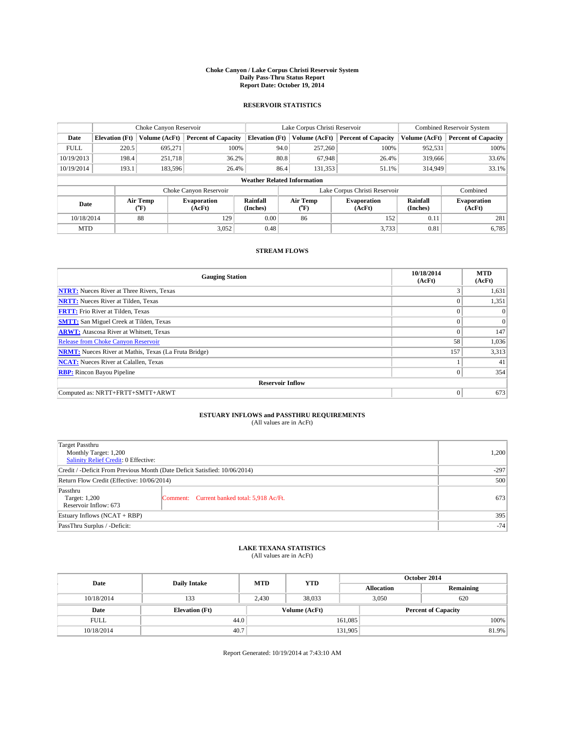# Choke Canyon / Lake Corpus Christi Reservoir System
## Daily Pass-Thru Status Report
## Report Date: October 19, 2014

### RESERVOIR STATISTICS

| | Choke Canyon Reservoir | | | Lake Corpus Christi Reservoir | | | Combined Reservoir System | |
|---|---|---|---|---|---|---|---|---|
| **Date** | **Elevation (Ft)** | **Volume (AcFt)** | **Percent of Capacity** | **Elevation (Ft)** | **Volume (AcFt)** | **Percent of Capacity** | **Volume (AcFt)** | **Percent of Capacity** |
| FULL | 220.5 | 695,271 | 100% | 94.0 | 257,260 | 100% | 952,531 | 100% |
| 10/19/2013 | 198.4 | 251,718 | 36.2% | 80.8 | 67,948 | 26.4% | 319,666 | 33.6% |
| 10/19/2014 | 193.1 | 183,596 | 26.4% | 86.4 | 131,353 | 51.1% | 314,949 | 33.1% |

**Weather Related Information**

| | Choke Canyon Reservoir | | | Lake Corpus Christi Reservoir | | | Combined |
|---|---|---|---|---|---|---|---|
| **Date** | **Air Temp (°F)** | **Evaporation (AcFt)** | **Rainfall (Inches)** | **Air Temp (°F)** | **Evaporation (AcFt)** | **Rainfall (Inches)** | **Evaporation (AcFt)** |
| 10/18/2014 | 88 | 129 | 0.00 | 86 | 152 | 0.11 | 281 |
| MTD | | 3,052 | 0.48 | | 3,733 | 0.81 | 6,785 |

### STREAM FLOWS

| Gauging Station | 10/18/2014 (AcFt) | MTD (AcFt) |
|---|---|---|
| **NTRT:** Nueces River at Three Rivers, Texas | 3 | 1,631 |
| **NRTT:** Nueces River at Tilden, Texas | 0 | 1,351 |
| **FRTT:** Frio River at Tilden, Texas | 0 | 0 |
| **SMTT:** San Miguel Creek at Tilden, Texas | 0 | 0 |
| **ARWT:** Atascosa River at Whitsett, Texas | 0 | 147 |
| Release from Choke Canyon Reservoir | 58 | 1,036 |
| **NRMT:** Nueces River at Mathis, Texas (La Fruta Bridge) | 157 | 3,313 |
| **NCAT:** Nueces River at Calallen, Texas | 1 | 41 |
| **RBP:** Rincon Bayou Pipeline | 0 | 354 |
| **Reservoir Inflow** | | |
| Computed as: NRTT+FRTT+SMTT+ARWT | 0 | 673 |

### ESTUARY INFLOWS and PASSTHRU REQUIREMENTS
(All values are in AcFt)

| | | |
|---|---|---|
| Target Passthru<br>Monthly Target: 1,200<br>Salinity Relief Credit: 0 Effective: | | 1,200 |
| Credit / -Deficit From Previous Month (Date Deficit Satisfied: 10/06/2014) | | -297 |
| Return Flow Credit (Effective: 10/06/2014) | | 500 |
| Passthru<br>Target: 1,200<br>Reservoir Inflow: 673 | Comment: Current banked total: 5,918 Ac/Ft. | 673 |
| Estuary Inflows (NCAT + RBP) | | 395 |
| PassThru Surplus / -Deficit: | | -74 |

### LAKE TEXANA STATISTICS
(All values are in AcFt)

| Date | Daily Intake | MTD | YTD | October 2014 Allocation | October 2014 Remaining |
|---|---|---|---|---|---|
| 10/18/2014 | 133 | 2,430 | 38,033 | 3,050 | 620 |

| Date | Elevation (Ft) | Volume (AcFt) | Percent of Capacity |
|---|---|---|---|
| FULL | 44.0 | 161,085 | 100% |
| 10/18/2014 | 40.7 | 131,905 | 81.9% |

Report Generated: 10/19/2014 at 7:43:10 AM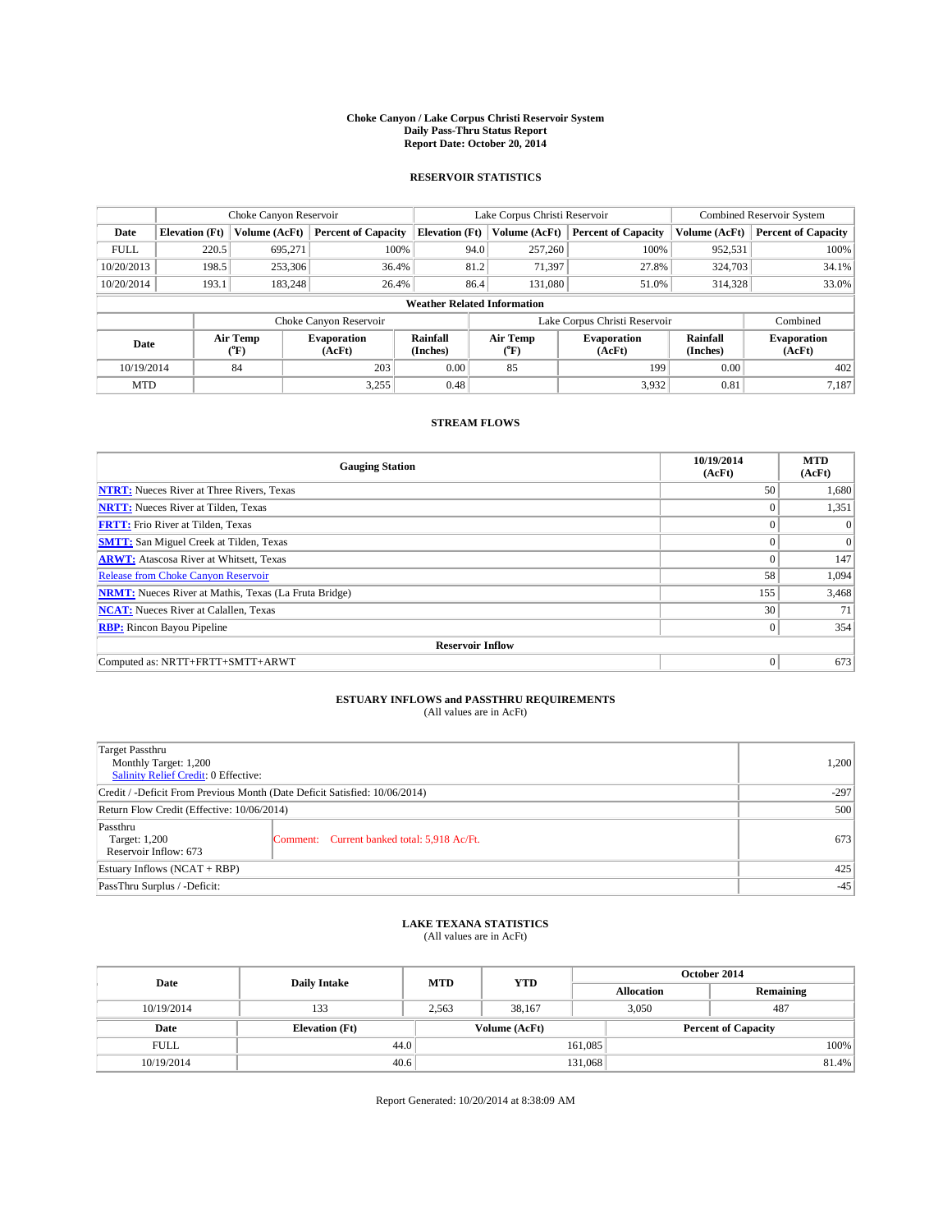# Choke Canyon / Lake Corpus Christi Reservoir System
## Daily Pass-Thru Status Report
## Report Date: October 20, 2014

### RESERVOIR STATISTICS

| | Choke Canyon Reservoir | | | Lake Corpus Christi Reservoir | | | Combined Reservoir System | |
|---|---|---|---|---|---|---|---|---|
| Date | Elevation (Ft) | Volume (AcFt) | Percent of Capacity | Elevation (Ft) | Volume (AcFt) | Percent of Capacity | Volume (AcFt) | Percent of Capacity |
| FULL | 220.5 | 695,271 | 100% | 94.0 | 257,260 | 100% | 952,531 | 100% |
| 10/20/2013 | 198.5 | 253,306 | 36.4% | 81.2 | 71,397 | 27.8% | 324,703 | 34.1% |
| 10/20/2014 | 193.1 | 183,248 | 26.4% | 86.4 | 131,080 | 51.0% | 314,328 | 33.0% |

**Weather Related Information**

| | Choke Canyon Reservoir | | | Lake Corpus Christi Reservoir | | | Combined |
|---|---|---|---|---|---|---|---|
| Date | Air Temp (°F) | Evaporation (AcFt) | Rainfall (Inches) | Air Temp (°F) | Evaporation (AcFt) | Rainfall (Inches) | Evaporation (AcFt) |
| 10/19/2014 | 84 | 203 | 0.00 | 85 | 199 | 0.00 | 402 |
| MTD | | 3,255 | 0.48 | | 3,932 | 0.81 | 7,187 |

### STREAM FLOWS

| Gauging Station | 10/19/2014 (AcFt) | MTD (AcFt) |
|---|---|---|
| NTRT: Nueces River at Three Rivers, Texas | 50 | 1,680 |
| NRTT: Nueces River at Tilden, Texas | 0 | 1,351 |
| FRTT: Frio River at Tilden, Texas | 0 | 0 |
| SMTT: San Miguel Creek at Tilden, Texas | 0 | 0 |
| ARWT: Atascosa River at Whitsett, Texas | 0 | 147 |
| Release from Choke Canyon Reservoir | 58 | 1,094 |
| NRMT: Nueces River at Mathis, Texas (La Fruta Bridge) | 155 | 3,468 |
| NCAT: Nueces River at Calallen, Texas | 30 | 71 |
| RBP: Rincon Bayou Pipeline | 0 | 354 |
| **Reservoir Inflow** | | |
| Computed as: NRTT+FRTT+SMTT+ARWT | 0 | 673 |

### ESTUARY INFLOWS and PASSTHRU REQUIREMENTS
(All values are in AcFt)

| | | |
|---|---|---|
| Target Passthru<br>Monthly Target: 1,200<br>Salinity Relief Credit: 0 Effective: | | 1,200 |
| Credit / -Deficit From Previous Month (Date Deficit Satisfied: 10/06/2014) | | -297 |
| Return Flow Credit (Effective: 10/06/2014) | | 500 |
| Passthru<br>Target: 1,200<br>Reservoir Inflow: 673 | Comment: Current banked total: 5,918 Ac/Ft. | 673 |
| Estuary Inflows (NCAT + RBP) | | 425 |
| PassThru Surplus / -Deficit: | | -45 |

### LAKE TEXANA STATISTICS
(All values are in AcFt)

| Date | Daily Intake | MTD | YTD | October 2014 Allocation | October 2014 Remaining |
|---|---|---|---|---|---|
| 10/19/2014 | 133 | 2,563 | 38,167 | 3,050 | 487 |

| Date | Elevation (Ft) | Volume (AcFt) | Percent of Capacity |
|---|---|---|---|
| FULL | 44.0 | 161,085 | 100% |
| 10/19/2014 | 40.6 | 131,068 | 81.4% |

Report Generated: 10/20/2014 at 8:38:09 AM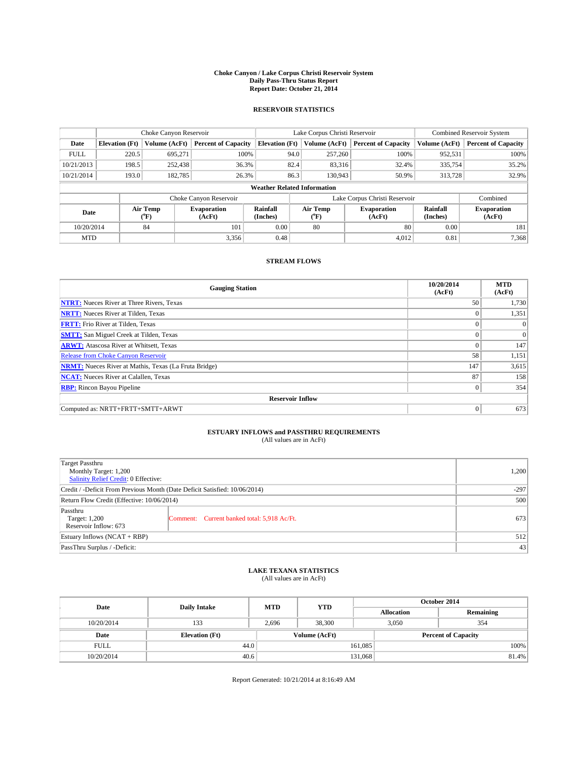**Choke Canyon / Lake Corpus Christi Reservoir System**
**Daily Pass-Thru Status Report**
**Report Date: October 21, 2014**

## RESERVOIR STATISTICS

| | Choke Canyon Reservoir | | | Lake Corpus Christi Reservoir | | | Combined Reservoir System | |
|---|---|---|---|---|---|---|---|---|
| **Date** | **Elevation (Ft)** | **Volume (AcFt)** | **Percent of Capacity** | **Elevation (Ft)** | **Volume (AcFt)** | **Percent of Capacity** | **Volume (AcFt)** | **Percent of Capacity** |
| FULL | 220.5 | 695,271 | 100% | 94.0 | 257,260 | 100% | 952,531 | 100% |
| 10/21/2013 | 198.5 | 252,438 | 36.3% | 82.4 | 83,316 | 32.4% | 335,754 | 35.2% |
| 10/21/2014 | 193.0 | 182,785 | 26.3% | 86.3 | 130,943 | 50.9% | 313,728 | 32.9% |

**Weather Related Information**

| | Choke Canyon Reservoir | | | Lake Corpus Christi Reservoir | | | Combined |
|---|---|---|---|---|---|---|---|
| **Date** | **Air Temp (°F)** | **Evaporation (AcFt)** | **Rainfall (Inches)** | **Air Temp (°F)** | **Evaporation (AcFt)** | **Rainfall (Inches)** | **Evaporation (AcFt)** |
| 10/20/2014 | 84 | 101 | 0.00 | 80 | 80 | 0.00 | 181 |
| MTD | | 3,356 | 0.48 | | 4,012 | 0.81 | 7,368 |

## STREAM FLOWS

| Gauging Station | 10/20/2014 (AcFt) | MTD (AcFt) |
|---|---|---|
| **NTRT:** Nueces River at Three Rivers, Texas | 50 | 1,730 |
| **NRTT:** Nueces River at Tilden, Texas | 0 | 1,351 |
| **FRTT:** Frio River at Tilden, Texas | 0 | 0 |
| **SMTT:** San Miguel Creek at Tilden, Texas | 0 | 0 |
| **ARWT:** Atascosa River at Whitsett, Texas | 0 | 147 |
| Release from Choke Canyon Reservoir | 58 | 1,151 |
| **NRMT:** Nueces River at Mathis, Texas (La Fruta Bridge) | 147 | 3,615 |
| **NCAT:** Nueces River at Calallen, Texas | 87 | 158 |
| **RBP:** Rincon Bayou Pipeline | 0 | 354 |
| **Reservoir Inflow** | | |
| Computed as: NRTT+FRTT+SMTT+ARWT | 0 | 673 |

## ESTUARY INFLOWS and PASSTHRU REQUIREMENTS
(All values are in AcFt)

| | |
|---|---|
| Target Passthru<br>Monthly Target: 1,200<br>Salinity Relief Credit: 0 Effective: | 1,200 |
| Credit / -Deficit From Previous Month (Date Deficit Satisfied: 10/06/2014) | -297 |
| Return Flow Credit (Effective: 10/06/2014) | 500 |
| Passthru<br>Target: 1,200<br>Reservoir Inflow: 673 — Comment: Current banked total: 5,918 Ac/Ft. | 673 |
| Estuary Inflows (NCAT + RBP) | 512 |
| PassThru Surplus / -Deficit: | 43 |

## LAKE TEXANA STATISTICS
(All values are in AcFt)

| Date | Daily Intake | MTD | YTD | October 2014 Allocation | October 2014 Remaining |
|---|---|---|---|---|---|
| 10/20/2014 | 133 | 2,696 | 38,300 | 3,050 | 354 |

| Date | Elevation (Ft) | Volume (AcFt) | Percent of Capacity |
|---|---|---|---|
| FULL | 44.0 | 161,085 | 100% |
| 10/20/2014 | 40.6 | 131,068 | 81.4% |

Report Generated: 10/21/2014 at 8:16:49 AM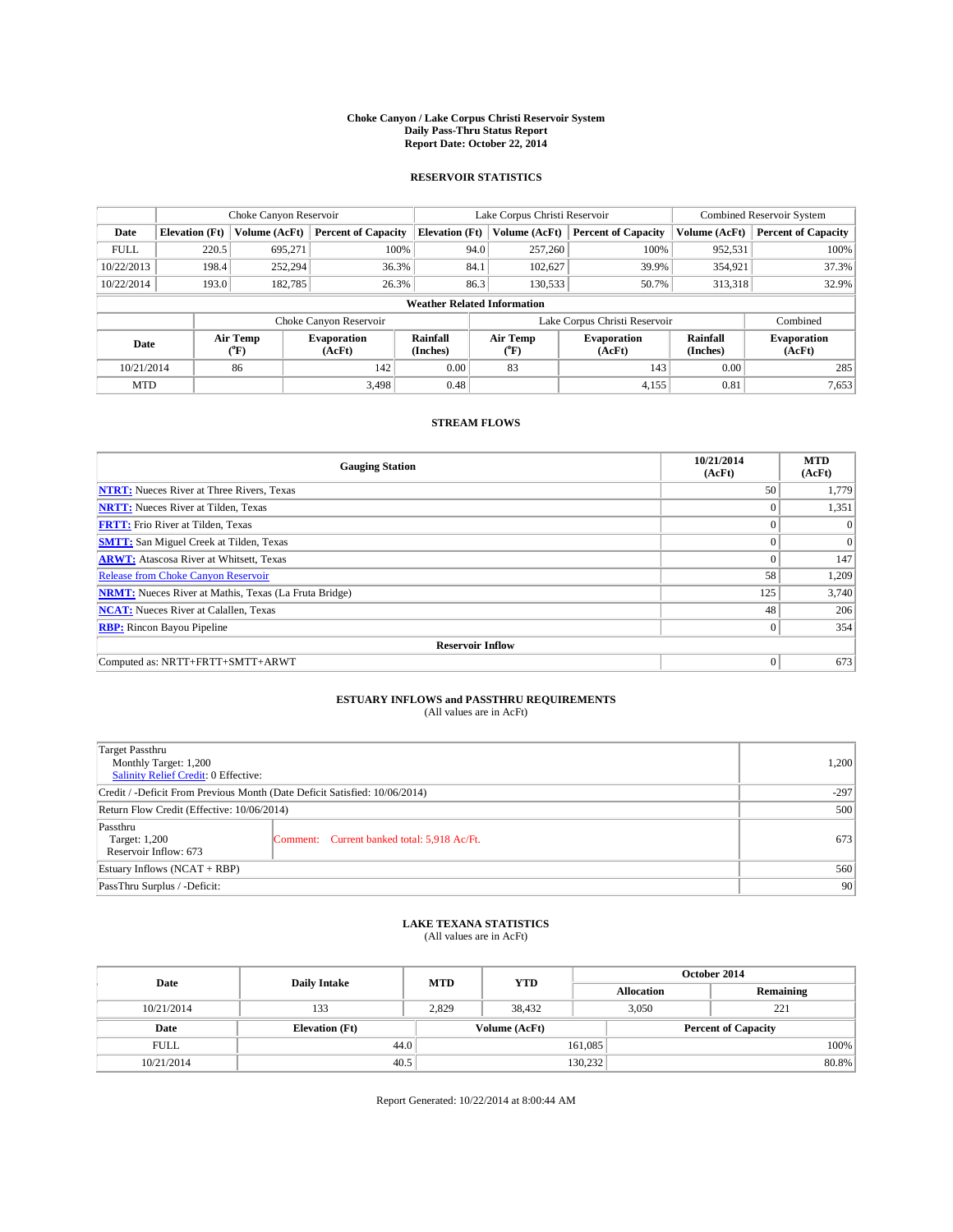# Choke Canyon / Lake Corpus Christi Reservoir System
## Daily Pass-Thru Status Report
### Report Date: October 22, 2014

## RESERVOIR STATISTICS

| | Choke Canyon Reservoir | | | Lake Corpus Christi Reservoir | | | Combined Reservoir System | |
|---|---|---|---|---|---|---|---|---|
| Date | Elevation (Ft) | Volume (AcFt) | Percent of Capacity | Elevation (Ft) | Volume (AcFt) | Percent of Capacity | Volume (AcFt) | Percent of Capacity |
| FULL | 220.5 | 695,271 | 100% | 94.0 | 257,260 | 100% | 952,531 | 100% |
| 10/22/2013 | 198.4 | 252,294 | 36.3% | 84.1 | 102,627 | 39.9% | 354,921 | 37.3% |
| 10/22/2014 | 193.0 | 182,785 | 26.3% | 86.3 | 130,533 | 50.7% | 313,318 | 32.9% |

**Weather Related Information**

| | Choke Canyon Reservoir | | | Lake Corpus Christi Reservoir | | | Combined |
|---|---|---|---|---|---|---|---|
| Date | Air Temp (°F) | Evaporation (AcFt) | Rainfall (Inches) | Air Temp (°F) | Evaporation (AcFt) | Rainfall (Inches) | Evaporation (AcFt) |
| 10/21/2014 | 86 | 142 | 0.00 | 83 | 143 | 0.00 | 285 |
| MTD | | 3,498 | 0.48 | | 4,155 | 0.81 | 7,653 |

## STREAM FLOWS

| Gauging Station | 10/21/2014 (AcFt) | MTD (AcFt) |
|---|---|---|
| NTRT: Nueces River at Three Rivers, Texas | 50 | 1,779 |
| NRTT: Nueces River at Tilden, Texas | 0 | 1,351 |
| FRTT: Frio River at Tilden, Texas | 0 | 0 |
| SMTT: San Miguel Creek at Tilden, Texas | 0 | 0 |
| ARWT: Atascosa River at Whitsett, Texas | 0 | 147 |
| Release from Choke Canyon Reservoir | 58 | 1,209 |
| NRMT: Nueces River at Mathis, Texas (La Fruta Bridge) | 125 | 3,740 |
| NCAT: Nueces River at Calallen, Texas | 48 | 206 |
| RBP: Rincon Bayou Pipeline | 0 | 354 |
| **Reservoir Inflow** | | |
| Computed as: NRTT+FRTT+SMTT+ARWT | 0 | 673 |

## ESTUARY INFLOWS and PASSTHRU REQUIREMENTS
(All values are in AcFt)

| | | |
|---|---|---|
| Target Passthru<br>Monthly Target: 1,200<br>Salinity Relief Credit: 0 Effective: | | 1,200 |
| Credit / -Deficit From Previous Month (Date Deficit Satisfied: 10/06/2014) | | -297 |
| Return Flow Credit (Effective: 10/06/2014) | | 500 |
| Passthru<br>Target: 1,200<br>Reservoir Inflow: 673 | Comment: Current banked total: 5,918 Ac/Ft. | 673 |
| Estuary Inflows (NCAT + RBP) | | 560 |
| PassThru Surplus / -Deficit: | | 90 |

## LAKE TEXANA STATISTICS
(All values are in AcFt)

| Date | Daily Intake | MTD | YTD | October 2014 Allocation | October 2014 Remaining |
|---|---|---|---|---|---|
| 10/21/2014 | 133 | 2,829 | 38,432 | 3,050 | 221 |

| Date | Elevation (Ft) | Volume (AcFt) | Percent of Capacity |
|---|---|---|---|
| FULL | 44.0 | 161,085 | 100% |
| 10/21/2014 | 40.5 | 130,232 | 80.8% |

Report Generated: 10/22/2014 at 8:00:44 AM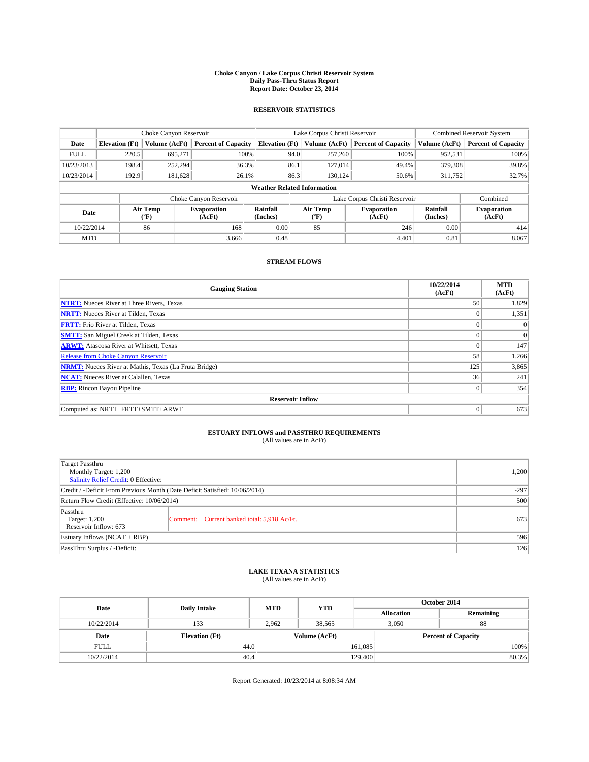# Choke Canyon / Lake Corpus Christi Reservoir System
## Daily Pass-Thru Status Report
## Report Date: October 23, 2014

### RESERVOIR STATISTICS

| | Choke Canyon Reservoir | | | Lake Corpus Christi Reservoir | | | Combined Reservoir System | |
|---|---|---|---|---|---|---|---|---|
| Date | Elevation (Ft) | Volume (AcFt) | Percent of Capacity | Elevation (Ft) | Volume (AcFt) | Percent of Capacity | Volume (AcFt) | Percent of Capacity |
| FULL | 220.5 | 695,271 | 100% | 94.0 | 257,260 | 100% | 952,531 | 100% |
| 10/23/2013 | 198.4 | 252,294 | 36.3% | 86.1 | 127,014 | 49.4% | 379,308 | 39.8% |
| 10/23/2014 | 192.9 | 181,628 | 26.1% | 86.3 | 130,124 | 50.6% | 311,752 | 32.7% |

**Weather Related Information**

| | Choke Canyon Reservoir | | | Lake Corpus Christi Reservoir | | | Combined |
|---|---|---|---|---|---|---|---|
| Date | Air Temp (°F) | Evaporation (AcFt) | Rainfall (Inches) | Air Temp (°F) | Evaporation (AcFt) | Rainfall (Inches) | Evaporation (AcFt) |
| 10/22/2014 | 86 | 168 | 0.00 | 85 | 246 | 0.00 | 414 |
| MTD | | 3,666 | 0.48 | | 4,401 | 0.81 | 8,067 |

### STREAM FLOWS

| Gauging Station | 10/22/2014 (AcFt) | MTD (AcFt) |
|---|---|---|
| NTRT: Nueces River at Three Rivers, Texas | 50 | 1,829 |
| NRTT: Nueces River at Tilden, Texas | 0 | 1,351 |
| FRTT: Frio River at Tilden, Texas | 0 | 0 |
| SMTT: San Miguel Creek at Tilden, Texas | 0 | 0 |
| ARWT: Atascosa River at Whitsett, Texas | 0 | 147 |
| Release from Choke Canyon Reservoir | 58 | 1,266 |
| NRMT: Nueces River at Mathis, Texas (La Fruta Bridge) | 125 | 3,865 |
| NCAT: Nueces River at Calallen, Texas | 36 | 241 |
| RBP: Rincon Bayou Pipeline | 0 | 354 |
| **Reservoir Inflow** | | |
| Computed as: NRTT+FRTT+SMTT+ARWT | 0 | 673 |

### ESTUARY INFLOWS and PASSTHRU REQUIREMENTS
(All values are in AcFt)

| | | |
|---|---|---|
| Target Passthru<br>Monthly Target: 1,200<br>Salinity Relief Credit: 0 Effective: | | 1,200 |
| Credit / -Deficit From Previous Month (Date Deficit Satisfied: 10/06/2014) | | -297 |
| Return Flow Credit (Effective: 10/06/2014) | | 500 |
| Passthru<br>Target: 1,200<br>Reservoir Inflow: 673 | Comment: Current banked total: 5,918 Ac/Ft. | 673 |
| Estuary Inflows (NCAT + RBP) | | 596 |
| PassThru Surplus / -Deficit: | | 126 |

### LAKE TEXANA STATISTICS
(All values are in AcFt)

| Date | Daily Intake | MTD | YTD | October 2014 Allocation | October 2014 Remaining |
|---|---|---|---|---|---|
| 10/22/2014 | 133 | 2,962 | 38,565 | 3,050 | 88 |

| Date | Elevation (Ft) | Volume (AcFt) | Percent of Capacity |
|---|---|---|---|
| FULL | 44.0 | 161,085 | 100% |
| 10/22/2014 | 40.4 | 129,400 | 80.3% |

Report Generated: 10/23/2014 at 8:08:34 AM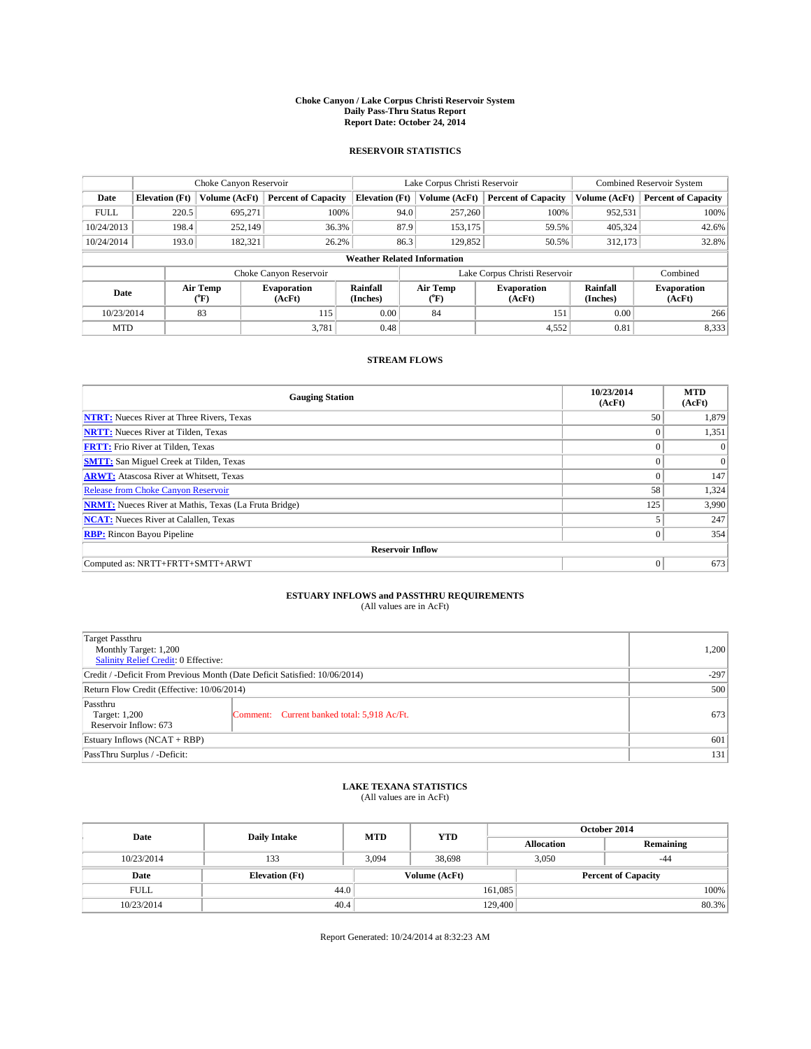# Choke Canyon / Lake Corpus Christi Reservoir System
## Daily Pass-Thru Status Report
## Report Date: October 24, 2014

### RESERVOIR STATISTICS

| | Choke Canyon Reservoir | | | Lake Corpus Christi Reservoir | | | Combined Reservoir System | |
|---|---|---|---|---|---|---|---|---|
| Date | Elevation (Ft) | Volume (AcFt) | Percent of Capacity | Elevation (Ft) | Volume (AcFt) | Percent of Capacity | Volume (AcFt) | Percent of Capacity |
| FULL | 220.5 | 695,271 | 100% | 94.0 | 257,260 | 100% | 952,531 | 100% |
| 10/24/2013 | 198.4 | 252,149 | 36.3% | 87.9 | 153,175 | 59.5% | 405,324 | 42.6% |
| 10/24/2014 | 193.0 | 182,321 | 26.2% | 86.3 | 129,852 | 50.5% | 312,173 | 32.8% |

**Weather Related Information**

| | Choke Canyon Reservoir | | | Lake Corpus Christi Reservoir | | | Combined |
|---|---|---|---|---|---|---|---|
| Date | Air Temp (°F) | Evaporation (AcFt) | Rainfall (Inches) | Air Temp (°F) | Evaporation (AcFt) | Rainfall (Inches) | Evaporation (AcFt) |
| 10/23/2014 | 83 | 115 | 0.00 | 84 | 151 | 0.00 | 266 |
| MTD | | 3,781 | 0.48 | | 4,552 | 0.81 | 8,333 |

### STREAM FLOWS

| Gauging Station | 10/23/2014 (AcFt) | MTD (AcFt) |
|---|---|---|
| **NTRT:** Nueces River at Three Rivers, Texas | 50 | 1,879 |
| **NRTT:** Nueces River at Tilden, Texas | 0 | 1,351 |
| **FRTT:** Frio River at Tilden, Texas | 0 | 0 |
| **SMTT:** San Miguel Creek at Tilden, Texas | 0 | 0 |
| **ARWT:** Atascosa River at Whitsett, Texas | 0 | 147 |
| Release from Choke Canyon Reservoir | 58 | 1,324 |
| **NRMT:** Nueces River at Mathis, Texas (La Fruta Bridge) | 125 | 3,990 |
| **NCAT:** Nueces River at Calallen, Texas | 5 | 247 |
| **RBP:** Rincon Bayou Pipeline | 0 | 354 |
| **Reservoir Inflow** | | |
| Computed as: NRTT+FRTT+SMTT+ARWT | 0 | 673 |

### ESTUARY INFLOWS and PASSTHRU REQUIREMENTS
(All values are in AcFt)

| | | |
|---|---|---|
| Target Passthru<br>Monthly Target: 1,200<br>Salinity Relief Credit: 0 Effective: | | 1,200 |
| Credit / -Deficit From Previous Month (Date Deficit Satisfied: 10/06/2014) | | -297 |
| Return Flow Credit (Effective: 10/06/2014) | | 500 |
| Passthru<br>Target: 1,200<br>Reservoir Inflow: 673 | Comment: Current banked total: 5,918 Ac/Ft. | 673 |
| Estuary Inflows (NCAT + RBP) | | 601 |
| PassThru Surplus / -Deficit: | | 131 |

### LAKE TEXANA STATISTICS
(All values are in AcFt)

| Date | Daily Intake | MTD | YTD | October 2014 Allocation | October 2014 Remaining |
|---|---|---|---|---|---|
| 10/23/2014 | 133 | 3,094 | 38,698 | 3,050 | -44 |

| Date | Elevation (Ft) | Volume (AcFt) | Percent of Capacity |
|---|---|---|---|
| FULL | 44.0 | 161,085 | 100% |
| 10/23/2014 | 40.4 | 129,400 | 80.3% |

Report Generated: 10/24/2014 at 8:32:23 AM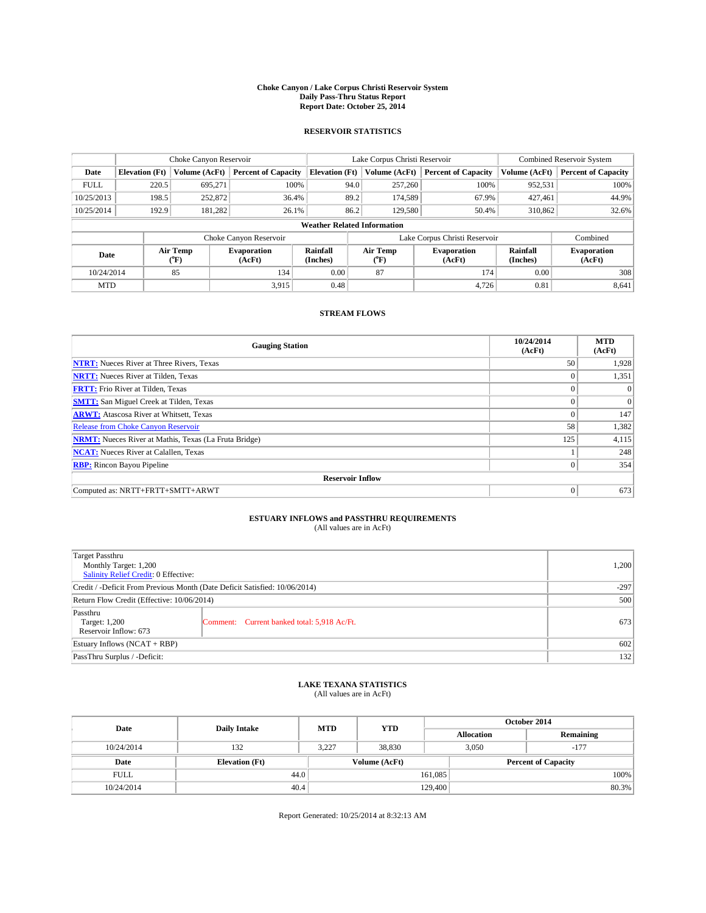**Choke Canyon / Lake Corpus Christi Reservoir System**
**Daily Pass-Thru Status Report**
**Report Date: October 25, 2014**

## RESERVOIR STATISTICS

| | Choke Canyon Reservoir | | | Lake Corpus Christi Reservoir | | | Combined Reservoir System | |
|---|---|---|---|---|---|---|---|---|
| **Date** | **Elevation (Ft)** | **Volume (AcFt)** | **Percent of Capacity** | **Elevation (Ft)** | **Volume (AcFt)** | **Percent of Capacity** | **Volume (AcFt)** | **Percent of Capacity** |
| FULL | 220.5 | 695,271 | 100% | 94.0 | 257,260 | 100% | 952,531 | 100% |
| 10/25/2013 | 198.5 | 252,872 | 36.4% | 89.2 | 174,589 | 67.9% | 427,461 | 44.9% |
| 10/25/2014 | 192.9 | 181,282 | 26.1% | 86.2 | 129,580 | 50.4% | 310,862 | 32.6% |

**Weather Related Information**

| | Choke Canyon Reservoir | | | Lake Corpus Christi Reservoir | | | Combined |
|---|---|---|---|---|---|---|---|
| **Date** | **Air Temp (°F)** | **Evaporation (AcFt)** | **Rainfall (Inches)** | **Air Temp (°F)** | **Evaporation (AcFt)** | **Rainfall (Inches)** | **Evaporation (AcFt)** |
| 10/24/2014 | 85 | 134 | 0.00 | 87 | 174 | 0.00 | 308 |
| MTD | | 3,915 | 0.48 | | 4,726 | 0.81 | 8,641 |

## STREAM FLOWS

| Gauging Station | 10/24/2014 (AcFt) | MTD (AcFt) |
|---|---|---|
| **NTRT:** Nueces River at Three Rivers, Texas | 50 | 1,928 |
| **NRTT:** Nueces River at Tilden, Texas | 0 | 1,351 |
| **FRTT:** Frio River at Tilden, Texas | 0 | 0 |
| **SMTT:** San Miguel Creek at Tilden, Texas | 0 | 0 |
| **ARWT:** Atascosa River at Whitsett, Texas | 0 | 147 |
| Release from Choke Canyon Reservoir | 58 | 1,382 |
| **NRMT:** Nueces River at Mathis, Texas (La Fruta Bridge) | 125 | 4,115 |
| **NCAT:** Nueces River at Calallen, Texas | 1 | 248 |
| **RBP:** Rincon Bayou Pipeline | 0 | 354 |
| **Reservoir Inflow** | | |
| Computed as: NRTT+FRTT+SMTT+ARWT | 0 | 673 |

## ESTUARY INFLOWS and PASSTHRU REQUIREMENTS

(All values are in AcFt)

| | |
|---|---|
| Target Passthru<br>Monthly Target: 1,200<br>Salinity Relief Credit: 0 Effective: | 1,200 |
| Credit / -Deficit From Previous Month (Date Deficit Satisfied: 10/06/2014) | -297 |
| Return Flow Credit (Effective: 10/06/2014) | 500 |
| Passthru<br>Target: 1,200<br>Reservoir Inflow: 673 — Comment: Current banked total: 5,918 Ac/Ft. | 673 |
| Estuary Inflows (NCAT + RBP) | 602 |
| PassThru Surplus / -Deficit: | 132 |

## LAKE TEXANA STATISTICS

(All values are in AcFt)

| Date | Daily Intake | MTD | YTD | October 2014 Allocation | October 2014 Remaining |
|---|---|---|---|---|---|
| 10/24/2014 | 132 | 3,227 | 38,830 | 3,050 | -177 |

| Date | Elevation (Ft) | Volume (AcFt) | Percent of Capacity |
|---|---|---|---|
| FULL | 44.0 | 161,085 | 100% |
| 10/24/2014 | 40.4 | 129,400 | 80.3% |

Report Generated: 10/25/2014 at 8:32:13 AM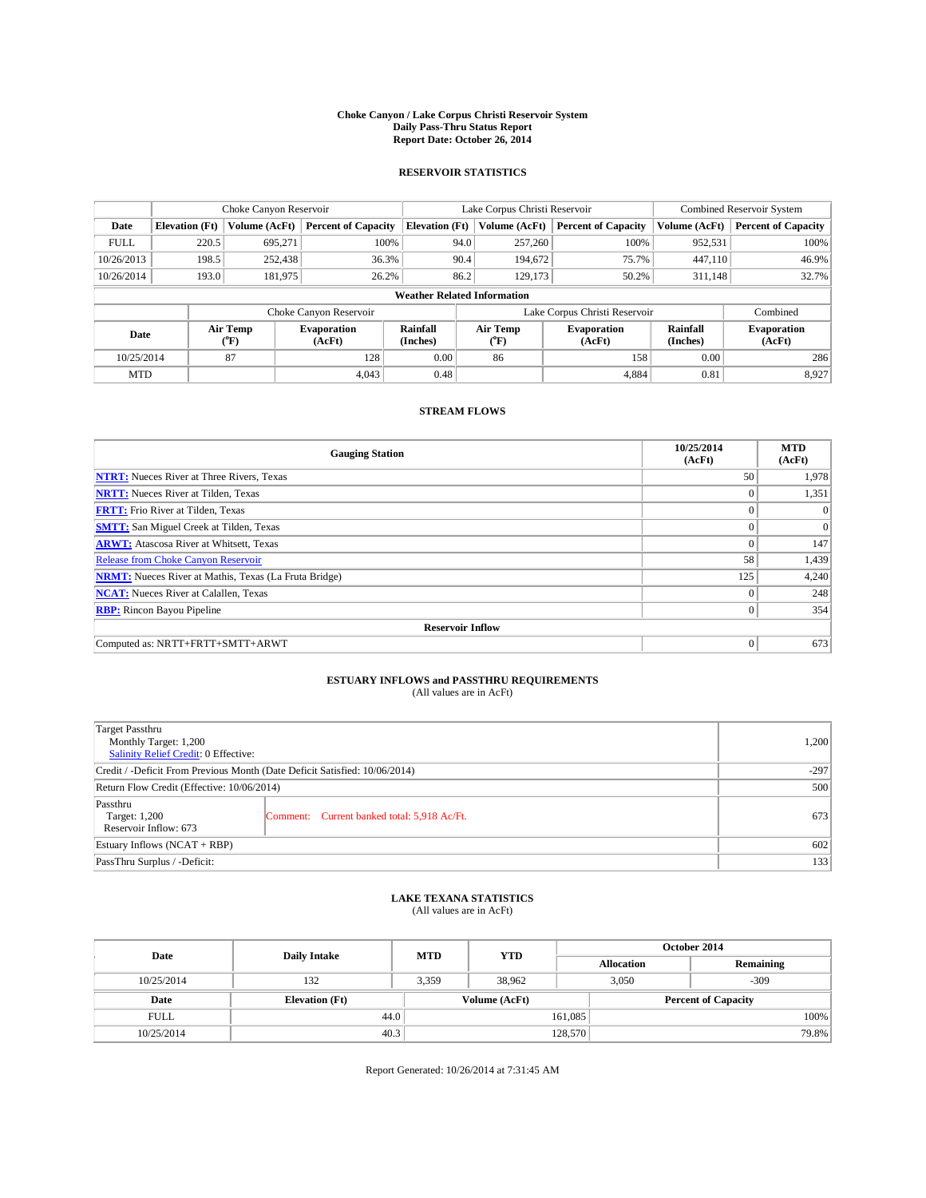# Choke Canyon / Lake Corpus Christi Reservoir System
## Daily Pass-Thru Status Report
### Report Date: October 26, 2014

## RESERVOIR STATISTICS

| | Choke Canyon Reservoir | | | Lake Corpus Christi Reservoir | | | Combined Reservoir System | |
|---|---|---|---|---|---|---|---|---|
| Date | Elevation (Ft) | Volume (AcFt) | Percent of Capacity | Elevation (Ft) | Volume (AcFt) | Percent of Capacity | Volume (AcFt) | Percent of Capacity |
| FULL | 220.5 | 695,271 | 100% | 94.0 | 257,260 | 100% | 952,531 | 100% |
| 10/26/2013 | 198.5 | 252,438 | 36.3% | 90.4 | 194,672 | 75.7% | 447,110 | 46.9% |
| 10/26/2014 | 193.0 | 181,975 | 26.2% | 86.2 | 129,173 | 50.2% | 311,148 | 32.7% |

**Weather Related Information**

| | Choke Canyon Reservoir | | | Lake Corpus Christi Reservoir | | | Combined |
|---|---|---|---|---|---|---|---|
| Date | Air Temp (°F) | Evaporation (AcFt) | Rainfall (Inches) | Air Temp (°F) | Evaporation (AcFt) | Rainfall (Inches) | Evaporation (AcFt) |
| 10/25/2014 | 87 | 128 | 0.00 | 86 | 158 | 0.00 | 286 |
| MTD | | 4,043 | 0.48 | | 4,884 | 0.81 | 8,927 |

## STREAM FLOWS

| Gauging Station | 10/25/2014 (AcFt) | MTD (AcFt) |
|---|---|---|
| NTRT: Nueces River at Three Rivers, Texas | 50 | 1,978 |
| NRTT: Nueces River at Tilden, Texas | 0 | 1,351 |
| FRTT: Frio River at Tilden, Texas | 0 | 0 |
| SMTT: San Miguel Creek at Tilden, Texas | 0 | 0 |
| ARWT: Atascosa River at Whitsett, Texas | 0 | 147 |
| Release from Choke Canyon Reservoir | 58 | 1,439 |
| NRMT: Nueces River at Mathis, Texas (La Fruta Bridge) | 125 | 4,240 |
| NCAT: Nueces River at Calallen, Texas | 0 | 248 |
| RBP: Rincon Bayou Pipeline | 0 | 354 |
| **Reservoir Inflow** | | |
| Computed as: NRTT+FRTT+SMTT+ARWT | 0 | 673 |

## ESTUARY INFLOWS and PASSTHRU REQUIREMENTS
(All values are in AcFt)

| | | |
|---|---|---|
| Target Passthru<br>Monthly Target: 1,200<br>Salinity Relief Credit: 0 Effective: | | 1,200 |
| Credit / -Deficit From Previous Month (Date Deficit Satisfied: 10/06/2014) | | -297 |
| Return Flow Credit (Effective: 10/06/2014) | | 500 |
| Passthru<br>Target: 1,200<br>Reservoir Inflow: 673 | Comment: Current banked total: 5,918 Ac/Ft. | 673 |
| Estuary Inflows (NCAT + RBP) | | 602 |
| PassThru Surplus / -Deficit: | | 133 |

## LAKE TEXANA STATISTICS
(All values are in AcFt)

| Date | Daily Intake | MTD | YTD | October 2014 Allocation | October 2014 Remaining |
|---|---|---|---|---|---|
| 10/25/2014 | 132 | 3,359 | 38,962 | 3,050 | -309 |

| Date | Elevation (Ft) | Volume (AcFt) | Percent of Capacity |
|---|---|---|---|
| FULL | 44.0 | 161,085 | 100% |
| 10/25/2014 | 40.3 | 128,570 | 79.8% |

Report Generated: 10/26/2014 at 7:31:45 AM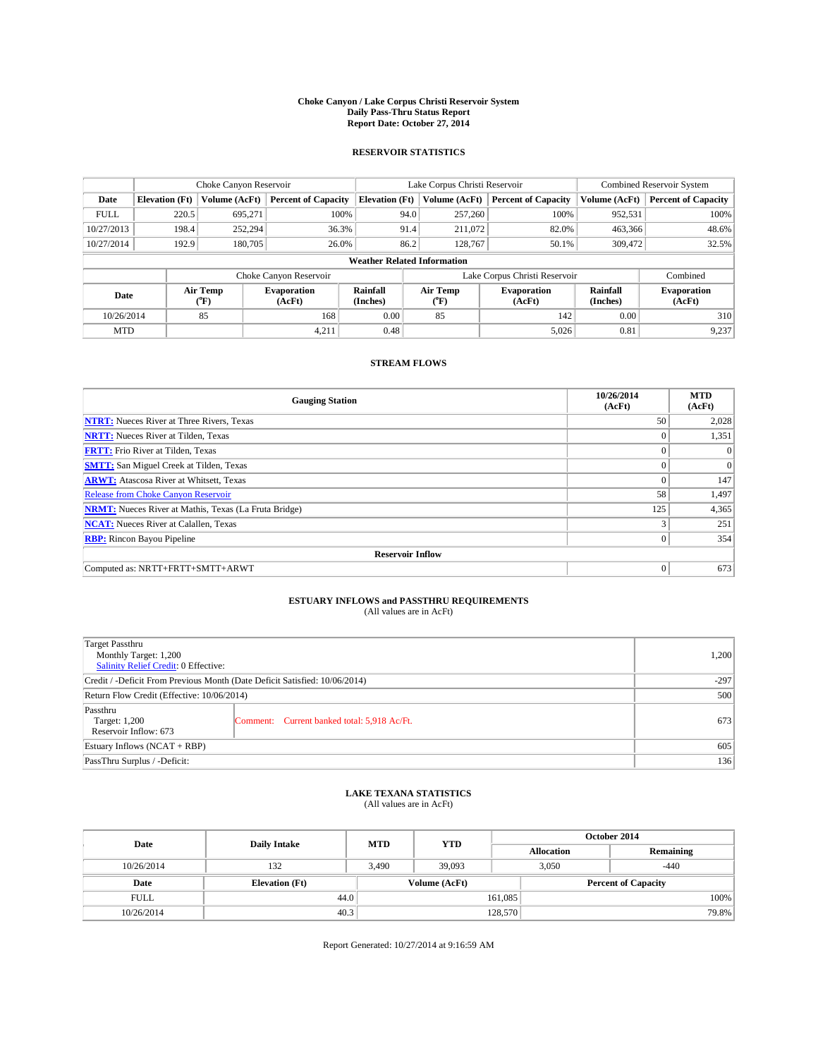**Choke Canyon / Lake Corpus Christi Reservoir System**
**Daily Pass-Thru Status Report**
**Report Date: October 27, 2014**

## RESERVOIR STATISTICS

| | Choke Canyon Reservoir | | | Lake Corpus Christi Reservoir | | | Combined Reservoir System | |
|---|---|---|---|---|---|---|---|---|
| Date | Elevation (Ft) | Volume (AcFt) | Percent of Capacity | Elevation (Ft) | Volume (AcFt) | Percent of Capacity | Volume (AcFt) | Percent of Capacity |
| FULL | 220.5 | 695,271 | 100% | 94.0 | 257,260 | 100% | 952,531 | 100% |
| 10/27/2013 | 198.4 | 252,294 | 36.3% | 91.4 | 211,072 | 82.0% | 463,366 | 48.6% |
| 10/27/2014 | 192.9 | 180,705 | 26.0% | 86.2 | 128,767 | 50.1% | 309,472 | 32.5% |

**Weather Related Information**

| | Choke Canyon Reservoir | | | Lake Corpus Christi Reservoir | | | Combined |
|---|---|---|---|---|---|---|---|
| Date | Air Temp (°F) | Evaporation (AcFt) | Rainfall (Inches) | Air Temp (°F) | Evaporation (AcFt) | Rainfall (Inches) | Evaporation (AcFt) |
| 10/26/2014 | 85 | 168 | 0.00 | 85 | 142 | 0.00 | 310 |
| MTD | | 4,211 | 0.48 | | 5,026 | 0.81 | 9,237 |

## STREAM FLOWS

| Gauging Station | 10/26/2014 (AcFt) | MTD (AcFt) |
|---|---|---|
| **NTRT:** Nueces River at Three Rivers, Texas | 50 | 2,028 |
| **NRTT:** Nueces River at Tilden, Texas | 0 | 1,351 |
| **FRTT:** Frio River at Tilden, Texas | 0 | 0 |
| **SMTT:** San Miguel Creek at Tilden, Texas | 0 | 0 |
| **ARWT:** Atascosa River at Whitsett, Texas | 0 | 147 |
| Release from Choke Canyon Reservoir | 58 | 1,497 |
| **NRMT:** Nueces River at Mathis, Texas (La Fruta Bridge) | 125 | 4,365 |
| **NCAT:** Nueces River at Calallen, Texas | 3 | 251 |
| **RBP:** Rincon Bayou Pipeline | 0 | 354 |
| **Reservoir Inflow** | | |
| Computed as: NRTT+FRTT+SMTT+ARWT | 0 | 673 |

## ESTUARY INFLOWS and PASSTHRU REQUIREMENTS
(All values are in AcFt)

| | |
|---|---|
| Target Passthru<br>Monthly Target: 1,200<br>Salinity Relief Credit: 0 Effective: | 1,200 |
| Credit / -Deficit From Previous Month (Date Deficit Satisfied: 10/06/2014) | -297 |
| Return Flow Credit (Effective: 10/06/2014) | 500 |
| Passthru<br>Target: 1,200<br>Reservoir Inflow: 673 — Comment: Current banked total: 5,918 Ac/Ft. | 673 |
| Estuary Inflows (NCAT + RBP) | 605 |
| PassThru Surplus / -Deficit: | 136 |

## LAKE TEXANA STATISTICS
(All values are in AcFt)

| Date | Daily Intake | MTD | YTD | October 2014 Allocation | October 2014 Remaining |
|---|---|---|---|---|---|
| 10/26/2014 | 132 | 3,490 | 39,093 | 3,050 | -440 |

| Date | Elevation (Ft) | Volume (AcFt) | Percent of Capacity |
|---|---|---|---|
| FULL | 44.0 | 161,085 | 100% |
| 10/26/2014 | 40.3 | 128,570 | 79.8% |

Report Generated: 10/27/2014 at 9:16:59 AM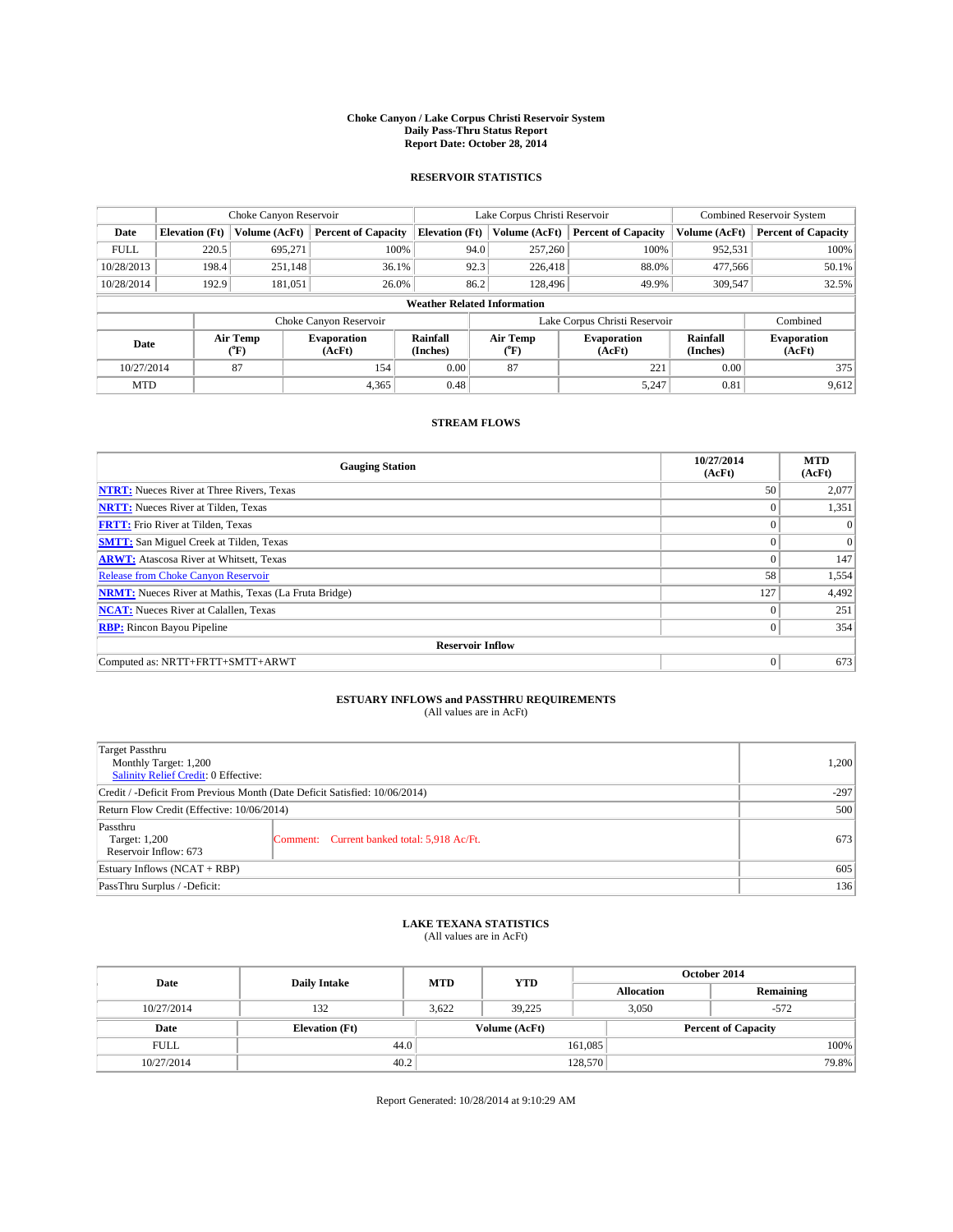# Choke Canyon / Lake Corpus Christi Reservoir System
## Daily Pass-Thru Status Report
## Report Date: October 28, 2014

### RESERVOIR STATISTICS

| | Choke Canyon Reservoir | | | Lake Corpus Christi Reservoir | | | Combined Reservoir System | |
|---|---|---|---|---|---|---|---|---|
| Date | Elevation (Ft) | Volume (AcFt) | Percent of Capacity | Elevation (Ft) | Volume (AcFt) | Percent of Capacity | Volume (AcFt) | Percent of Capacity |
| FULL | 220.5 | 695,271 | 100% | 94.0 | 257,260 | 100% | 952,531 | 100% |
| 10/28/2013 | 198.4 | 251,148 | 36.1% | 92.3 | 226,418 | 88.0% | 477,566 | 50.1% |
| 10/28/2014 | 192.9 | 181,051 | 26.0% | 86.2 | 128,496 | 49.9% | 309,547 | 32.5% |

**Weather Related Information**

| | Choke Canyon Reservoir | | | Lake Corpus Christi Reservoir | | | Combined |
|---|---|---|---|---|---|---|---|
| Date | Air Temp (°F) | Evaporation (AcFt) | Rainfall (Inches) | Air Temp (°F) | Evaporation (AcFt) | Rainfall (Inches) | Evaporation (AcFt) |
| 10/27/2014 | 87 | 154 | 0.00 | 87 | 221 | 0.00 | 375 |
| MTD | | 4,365 | 0.48 | | 5,247 | 0.81 | 9,612 |

### STREAM FLOWS

| Gauging Station | 10/27/2014 (AcFt) | MTD (AcFt) |
|---|---|---|
| NTRT: Nueces River at Three Rivers, Texas | 50 | 2,077 |
| NRTT: Nueces River at Tilden, Texas | 0 | 1,351 |
| FRTT: Frio River at Tilden, Texas | 0 | 0 |
| SMTT: San Miguel Creek at Tilden, Texas | 0 | 0 |
| ARWT: Atascosa River at Whitsett, Texas | 0 | 147 |
| Release from Choke Canyon Reservoir | 58 | 1,554 |
| NRMT: Nueces River at Mathis, Texas (La Fruta Bridge) | 127 | 4,492 |
| NCAT: Nueces River at Calallen, Texas | 0 | 251 |
| RBP: Rincon Bayou Pipeline | 0 | 354 |
| **Reservoir Inflow** | | |
| Computed as: NRTT+FRTT+SMTT+ARWT | 0 | 673 |

### ESTUARY INFLOWS and PASSTHRU REQUIREMENTS
(All values are in AcFt)

| | | |
|---|---|---|
| Target Passthru<br>Monthly Target: 1,200<br>Salinity Relief Credit: 0 Effective: | | 1,200 |
| Credit / -Deficit From Previous Month (Date Deficit Satisfied: 10/06/2014) | | -297 |
| Return Flow Credit (Effective: 10/06/2014) | | 500 |
| Passthru<br>Target: 1,200<br>Reservoir Inflow: 673 | Comment: Current banked total: 5,918 Ac/Ft. | 673 |
| Estuary Inflows (NCAT + RBP) | | 605 |
| PassThru Surplus / -Deficit: | | 136 |

### LAKE TEXANA STATISTICS
(All values are in AcFt)

| Date | Daily Intake | MTD | YTD | October 2014 Allocation | October 2014 Remaining |
|---|---|---|---|---|---|
| 10/27/2014 | 132 | 3,622 | 39,225 | 3,050 | -572 |

| Date | Elevation (Ft) | Volume (AcFt) | Percent of Capacity |
|---|---|---|---|
| FULL | 44.0 | 161,085 | 100% |
| 10/27/2014 | 40.2 | 128,570 | 79.8% |

Report Generated: 10/28/2014 at 9:10:29 AM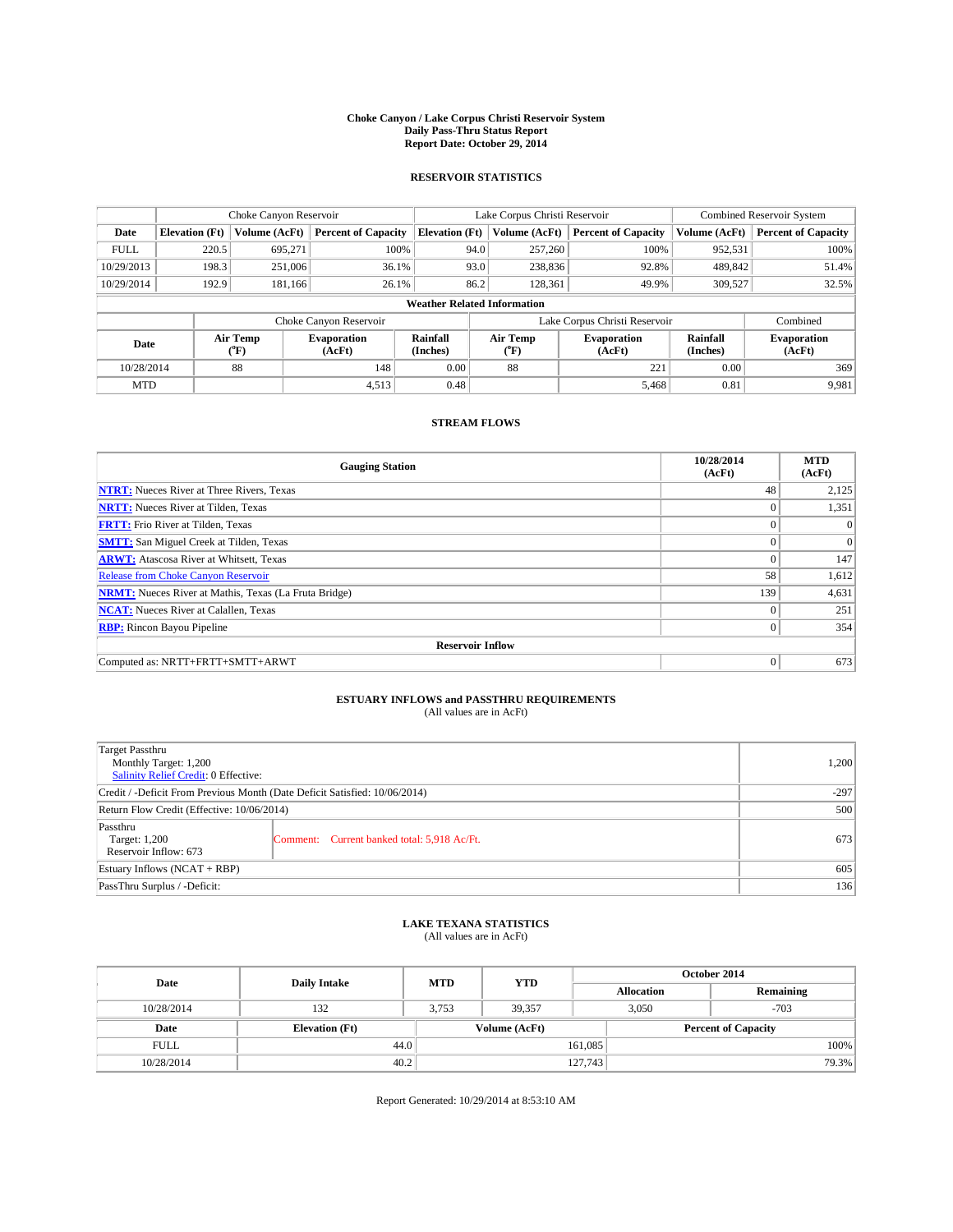# Choke Canyon / Lake Corpus Christi Reservoir System
## Daily Pass-Thru Status Report
### Report Date: October 29, 2014

## RESERVOIR STATISTICS

| | Choke Canyon Reservoir | | | Lake Corpus Christi Reservoir | | | Combined Reservoir System | |
|---|---|---|---|---|---|---|---|---|
| Date | Elevation (Ft) | Volume (AcFt) | Percent of Capacity | Elevation (Ft) | Volume (AcFt) | Percent of Capacity | Volume (AcFt) | Percent of Capacity |
| FULL | 220.5 | 695,271 | 100% | 94.0 | 257,260 | 100% | 952,531 | 100% |
| 10/29/2013 | 198.3 | 251,006 | 36.1% | 93.0 | 238,836 | 92.8% | 489,842 | 51.4% |
| 10/29/2014 | 192.9 | 181,166 | 26.1% | 86.2 | 128,361 | 49.9% | 309,527 | 32.5% |

**Weather Related Information**

| | Choke Canyon Reservoir | | | Lake Corpus Christi Reservoir | | | Combined |
|---|---|---|---|---|---|---|---|
| Date | Air Temp (°F) | Evaporation (AcFt) | Rainfall (Inches) | Air Temp (°F) | Evaporation (AcFt) | Rainfall (Inches) | Evaporation (AcFt) |
| 10/28/2014 | 88 | 148 | 0.00 | 88 | 221 | 0.00 | 369 |
| MTD | | 4,513 | 0.48 | | 5,468 | 0.81 | 9,981 |

## STREAM FLOWS

| Gauging Station | 10/28/2014 (AcFt) | MTD (AcFt) |
|---|---|---|
| **NTRT:** Nueces River at Three Rivers, Texas | 48 | 2,125 |
| **NRTT:** Nueces River at Tilden, Texas | 0 | 1,351 |
| **FRTT:** Frio River at Tilden, Texas | 0 | 0 |
| **SMTT:** San Miguel Creek at Tilden, Texas | 0 | 0 |
| **ARWT:** Atascosa River at Whitsett, Texas | 0 | 147 |
| Release from Choke Canyon Reservoir | 58 | 1,612 |
| **NRMT:** Nueces River at Mathis, Texas (La Fruta Bridge) | 139 | 4,631 |
| **NCAT:** Nueces River at Calallen, Texas | 0 | 251 |
| **RBP:** Rincon Bayou Pipeline | 0 | 354 |
| **Reservoir Inflow** | | |
| Computed as: NRTT+FRTT+SMTT+ARWT | 0 | 673 |

## ESTUARY INFLOWS and PASSTHRU REQUIREMENTS
(All values are in AcFt)

| | | |
|---|---|---|
| Target Passthru<br>Monthly Target: 1,200<br>Salinity Relief Credit: 0 Effective: | | 1,200 |
| Credit / -Deficit From Previous Month (Date Deficit Satisfied: 10/06/2014) | | -297 |
| Return Flow Credit (Effective: 10/06/2014) | | 500 |
| Passthru<br>Target: 1,200<br>Reservoir Inflow: 673 | Comment: Current banked total: 5,918 Ac/Ft. | 673 |
| Estuary Inflows (NCAT + RBP) | | 605 |
| PassThru Surplus / -Deficit: | | 136 |

## LAKE TEXANA STATISTICS
(All values are in AcFt)

| Date | Daily Intake | MTD | YTD | October 2014 Allocation | October 2014 Remaining |
|---|---|---|---|---|---|
| 10/28/2014 | 132 | 3,753 | 39,357 | 3,050 | -703 |

| Date | Elevation (Ft) | Volume (AcFt) | Percent of Capacity |
|---|---|---|---|
| FULL | 44.0 | 161,085 | 100% |
| 10/28/2014 | 40.2 | 127,743 | 79.3% |

Report Generated: 10/29/2014 at 8:53:10 AM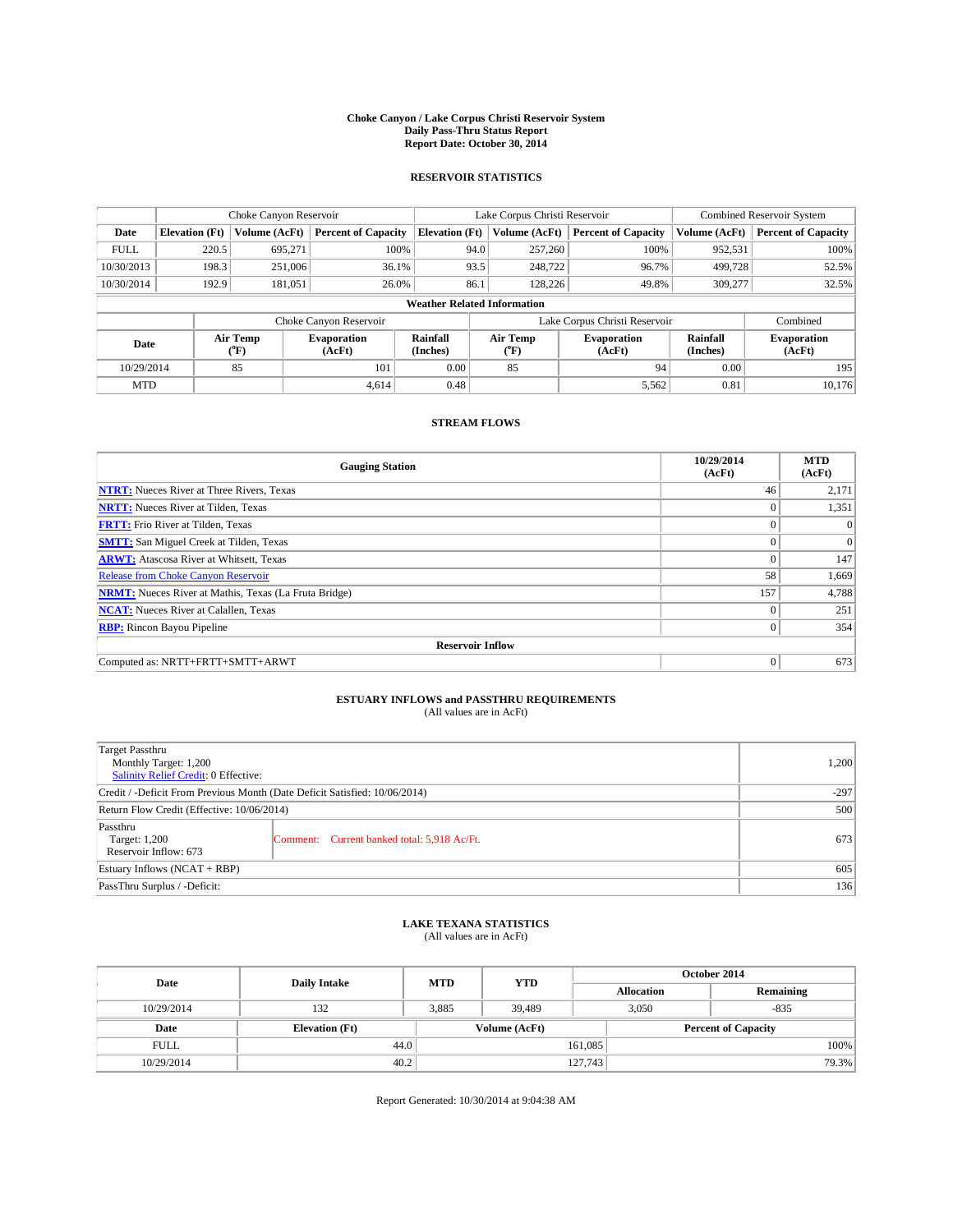# Choke Canyon / Lake Corpus Christi Reservoir System
## Daily Pass-Thru Status Report
## Report Date: October 30, 2014

### RESERVOIR STATISTICS

| | Choke Canyon Reservoir | | | Lake Corpus Christi Reservoir | | | Combined Reservoir System | |
|---|---|---|---|---|---|---|---|---|
| Date | Elevation (Ft) | Volume (AcFt) | Percent of Capacity | Elevation (Ft) | Volume (AcFt) | Percent of Capacity | Volume (AcFt) | Percent of Capacity |
| FULL | 220.5 | 695,271 | 100% | 94.0 | 257,260 | 100% | 952,531 | 100% |
| 10/30/2013 | 198.3 | 251,006 | 36.1% | 93.5 | 248,722 | 96.7% | 499,728 | 52.5% |
| 10/30/2014 | 192.9 | 181,051 | 26.0% | 86.1 | 128,226 | 49.8% | 309,277 | 32.5% |

**Weather Related Information**

| | Choke Canyon Reservoir | | | Lake Corpus Christi Reservoir | | | Combined |
|---|---|---|---|---|---|---|---|
| Date | Air Temp (°F) | Evaporation (AcFt) | Rainfall (Inches) | Air Temp (°F) | Evaporation (AcFt) | Rainfall (Inches) | Evaporation (AcFt) |
| 10/29/2014 | 85 | 101 | 0.00 | 85 | 94 | 0.00 | 195 |
| MTD | | 4,614 | 0.48 | | 5,562 | 0.81 | 10,176 |

### STREAM FLOWS

| Gauging Station | 10/29/2014 (AcFt) | MTD (AcFt) |
|---|---|---|
| NTRT: Nueces River at Three Rivers, Texas | 46 | 2,171 |
| NRTT: Nueces River at Tilden, Texas | 0 | 1,351 |
| FRTT: Frio River at Tilden, Texas | 0 | 0 |
| SMTT: San Miguel Creek at Tilden, Texas | 0 | 0 |
| ARWT: Atascosa River at Whitsett, Texas | 0 | 147 |
| Release from Choke Canyon Reservoir | 58 | 1,669 |
| NRMT: Nueces River at Mathis, Texas (La Fruta Bridge) | 157 | 4,788 |
| NCAT: Nueces River at Calallen, Texas | 0 | 251 |
| RBP: Rincon Bayou Pipeline | 0 | 354 |
| **Reservoir Inflow** | | |
| Computed as: NRTT+FRTT+SMTT+ARWT | 0 | 673 |

### ESTUARY INFLOWS and PASSTHRU REQUIREMENTS
(All values are in AcFt)

| | | |
|---|---|---|
| Target Passthru<br>Monthly Target: 1,200<br>Salinity Relief Credit: 0 Effective: | | 1,200 |
| Credit / -Deficit From Previous Month (Date Deficit Satisfied: 10/06/2014) | | -297 |
| Return Flow Credit (Effective: 10/06/2014) | | 500 |
| Passthru<br>Target: 1,200<br>Reservoir Inflow: 673 | Comment: Current banked total: 5,918 Ac/Ft. | 673 |
| Estuary Inflows (NCAT + RBP) | | 605 |
| PassThru Surplus / -Deficit: | | 136 |

### LAKE TEXANA STATISTICS
(All values are in AcFt)

| Date | Daily Intake | MTD | YTD | October 2014 Allocation | October 2014 Remaining |
|---|---|---|---|---|---|
| 10/29/2014 | 132 | 3,885 | 39,489 | 3,050 | -835 |

| Date | Elevation (Ft) | Volume (AcFt) | Percent of Capacity |
|---|---|---|---|
| FULL | 44.0 | 161,085 | 100% |
| 10/29/2014 | 40.2 | 127,743 | 79.3% |

Report Generated: 10/30/2014 at 9:04:38 AM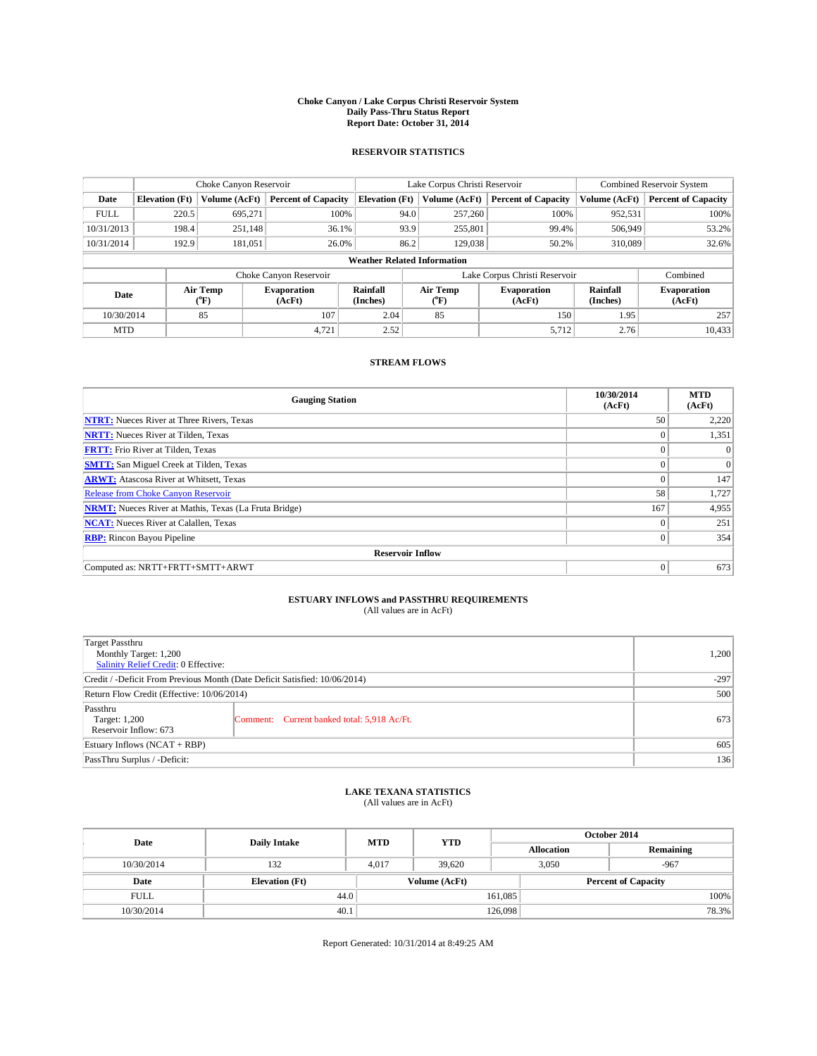# Choke Canyon / Lake Corpus Christi Reservoir System
## Daily Pass-Thru Status Report
## Report Date: October 31, 2014

### RESERVOIR STATISTICS

| | Choke Canyon Reservoir | | | Lake Corpus Christi Reservoir | | | Combined Reservoir System | |
|---|---|---|---|---|---|---|---|---|
| Date | Elevation (Ft) | Volume (AcFt) | Percent of Capacity | Elevation (Ft) | Volume (AcFt) | Percent of Capacity | Volume (AcFt) | Percent of Capacity |
| FULL | 220.5 | 695,271 | 100% | 94.0 | 257,260 | 100% | 952,531 | 100% |
| 10/31/2013 | 198.4 | 251,148 | 36.1% | 93.9 | 255,801 | 99.4% | 506,949 | 53.2% |
| 10/31/2014 | 192.9 | 181,051 | 26.0% | 86.2 | 129,038 | 50.2% | 310,089 | 32.6% |

**Weather Related Information**

| | Choke Canyon Reservoir | | | Lake Corpus Christi Reservoir | | | Combined |
|---|---|---|---|---|---|---|---|
| Date | Air Temp (°F) | Evaporation (AcFt) | Rainfall (Inches) | Air Temp (°F) | Evaporation (AcFt) | Rainfall (Inches) | Evaporation (AcFt) |
| 10/30/2014 | 85 | 107 | 2.04 | 85 | 150 | 1.95 | 257 |
| MTD | | 4,721 | 2.52 | | 5,712 | 2.76 | 10,433 |

### STREAM FLOWS

| Gauging Station | 10/30/2014 (AcFt) | MTD (AcFt) |
|---|---|---|
| **NTRT:** Nueces River at Three Rivers, Texas | 50 | 2,220 |
| **NRTT:** Nueces River at Tilden, Texas | 0 | 1,351 |
| **FRTT:** Frio River at Tilden, Texas | 0 | 0 |
| **SMTT:** San Miguel Creek at Tilden, Texas | 0 | 0 |
| **ARWT:** Atascosa River at Whitsett, Texas | 0 | 147 |
| Release from Choke Canyon Reservoir | 58 | 1,727 |
| **NRMT:** Nueces River at Mathis, Texas (La Fruta Bridge) | 167 | 4,955 |
| **NCAT:** Nueces River at Calallen, Texas | 0 | 251 |
| **RBP:** Rincon Bayou Pipeline | 0 | 354 |
| **Reservoir Inflow** | | |
| Computed as: NRTT+FRTT+SMTT+ARWT | 0 | 673 |

### ESTUARY INFLOWS and PASSTHRU REQUIREMENTS
(All values are in AcFt)

| | | |
|---|---|---|
| Target Passthru<br>Monthly Target: 1,200<br>Salinity Relief Credit: 0 Effective: | | 1,200 |
| Credit / -Deficit From Previous Month (Date Deficit Satisfied: 10/06/2014) | | -297 |
| Return Flow Credit (Effective: 10/06/2014) | | 500 |
| Passthru<br>Target: 1,200<br>Reservoir Inflow: 673 | Comment: Current banked total: 5,918 Ac/Ft. | 673 |
| Estuary Inflows (NCAT + RBP) | | 605 |
| PassThru Surplus / -Deficit: | | 136 |

### LAKE TEXANA STATISTICS
(All values are in AcFt)

| Date | Daily Intake | MTD | YTD | October 2014 | |
|---|---|---|---|---|---|
| | | | | Allocation | Remaining |
| 10/30/2014 | 132 | 4,017 | 39,620 | 3,050 | -967 |

| Date | Elevation (Ft) | Volume (AcFt) | Percent of Capacity |
|---|---|---|---|
| FULL | 44.0 | 161,085 | 100% |
| 10/30/2014 | 40.1 | 126,098 | 78.3% |

Report Generated: 10/31/2014 at 8:49:25 AM